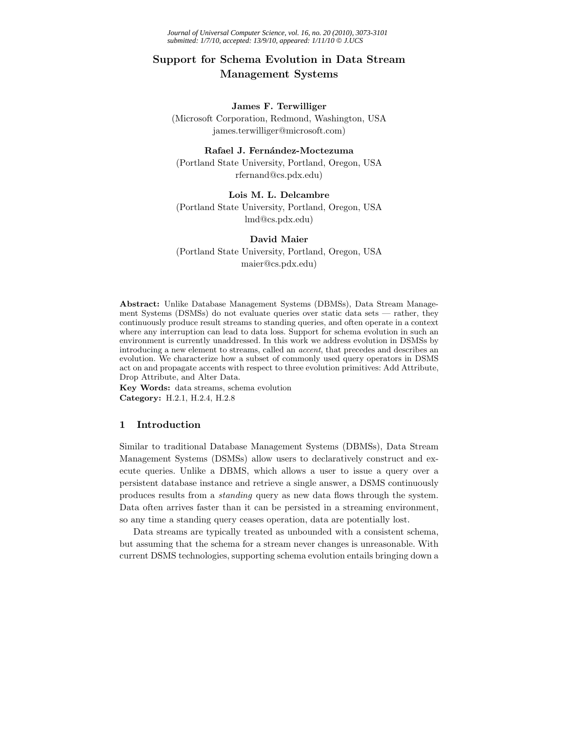# Support for Schema Evolution in Data Stream Management Systems

**James F. Terwilliger**
(Microsoft Corporation, Redmond, Washington, USA
james.terwilliger@microsoft.com)

**Rafael J. Fernández-Moctezuma**
(Portland State University, Portland, Oregon, USA
rfernand@cs.pdx.edu)

**Lois M. L. Delcambre**
(Portland State University, Portland, Oregon, USA
lmd@cs.pdx.edu)

**David Maier**
(Portland State University, Portland, Oregon, USA
maier@cs.pdx.edu)

**Abstract:** Unlike Database Management Systems (DBMSs), Data Stream Management Systems (DSMSs) do not evaluate queries over static data sets — rather, they continuously produce result streams to standing queries, and often operate in a context where any interruption can lead to data loss. Support for schema evolution in such an environment is currently unaddressed. In this work we address evolution in DSMSs by introducing a new element to streams, called an *accent*, that precedes and describes an evolution. We characterize how a subset of commonly used query operators in DSMS act on and propagate accents with respect to three evolution primitives: Add Attribute, Drop Attribute, and Alter Data.

**Key Words:** data streams, schema evolution

**Category:** H.2.1, H.2.4, H.2.8

## 1 Introduction

Similar to traditional Database Management Systems (DBMSs), Data Stream Management Systems (DSMSs) allow users to declaratively construct and execute queries. Unlike a DBMS, which allows a user to issue a query over a persistent database instance and retrieve a single answer, a DSMS continuously produces results from a *standing* query as new data flows through the system. Data often arrives faster than it can be persisted in a streaming environment, so any time a standing query ceases operation, data are potentially lost.

Data streams are typically treated as unbounded with a consistent schema, but assuming that the schema for a stream never changes is unreasonable. With current DSMS technologies, supporting schema evolution entails bringing down a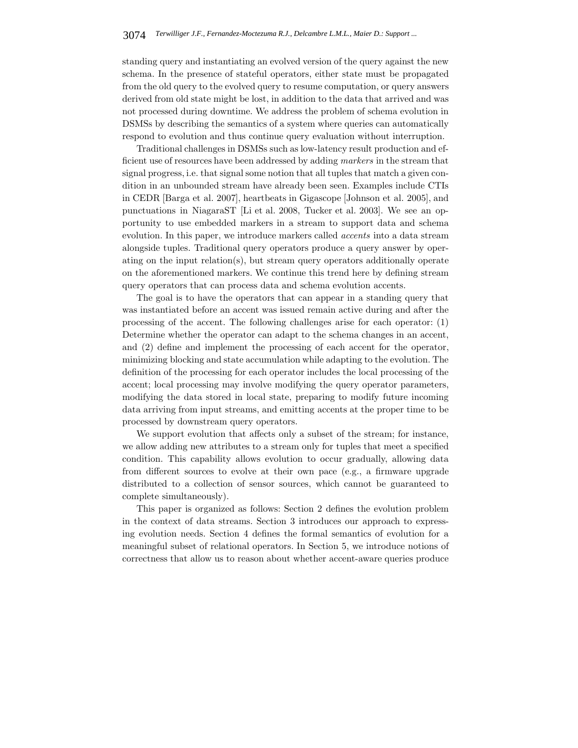standing query and instantiating an evolved version of the query against the new schema. In the presence of stateful operators, either state must be propagated from the old query to the evolved query to resume computation, or query answers derived from old state might be lost, in addition to the data that arrived and was not processed during downtime. We address the problem of schema evolution in DSMSs by describing the semantics of a system where queries can automatically respond to evolution and thus continue query evaluation without interruption.

Traditional challenges in DSMSs such as low-latency result production and efficient use of resources have been addressed by adding *markers* in the stream that signal progress, i.e. that signal some notion that all tuples that match a given condition in an unbounded stream have already been seen. Examples include CTIs in CEDR [Barga et al. 2007], heartbeats in Gigascope [Johnson et al. 2005], and punctuations in NiagaraST [Li et al. 2008, Tucker et al. 2003]. We see an opportunity to use embedded markers in a stream to support data and schema evolution. In this paper, we introduce markers called *accents* into a data stream alongside tuples. Traditional query operators produce a query answer by operating on the input relation(s), but stream query operators additionally operate on the aforementioned markers. We continue this trend here by defining stream query operators that can process data and schema evolution accents.

The goal is to have the operators that can appear in a standing query that was instantiated before an accent was issued remain active during and after the processing of the accent. The following challenges arise for each operator: (1) Determine whether the operator can adapt to the schema changes in an accent, and (2) define and implement the processing of each accent for the operator, minimizing blocking and state accumulation while adapting to the evolution. The definition of the processing for each operator includes the local processing of the accent; local processing may involve modifying the query operator parameters, modifying the data stored in local state, preparing to modify future incoming data arriving from input streams, and emitting accents at the proper time to be processed by downstream query operators.

We support evolution that affects only a subset of the stream; for instance, we allow adding new attributes to a stream only for tuples that meet a specified condition. This capability allows evolution to occur gradually, allowing data from different sources to evolve at their own pace (e.g., a firmware upgrade distributed to a collection of sensor sources, which cannot be guaranteed to complete simultaneously).

This paper is organized as follows: Section 2 defines the evolution problem in the context of data streams. Section 3 introduces our approach to expressing evolution needs. Section 4 defines the formal semantics of evolution for a meaningful subset of relational operators. In Section 5, we introduce notions of correctness that allow us to reason about whether accent-aware queries produce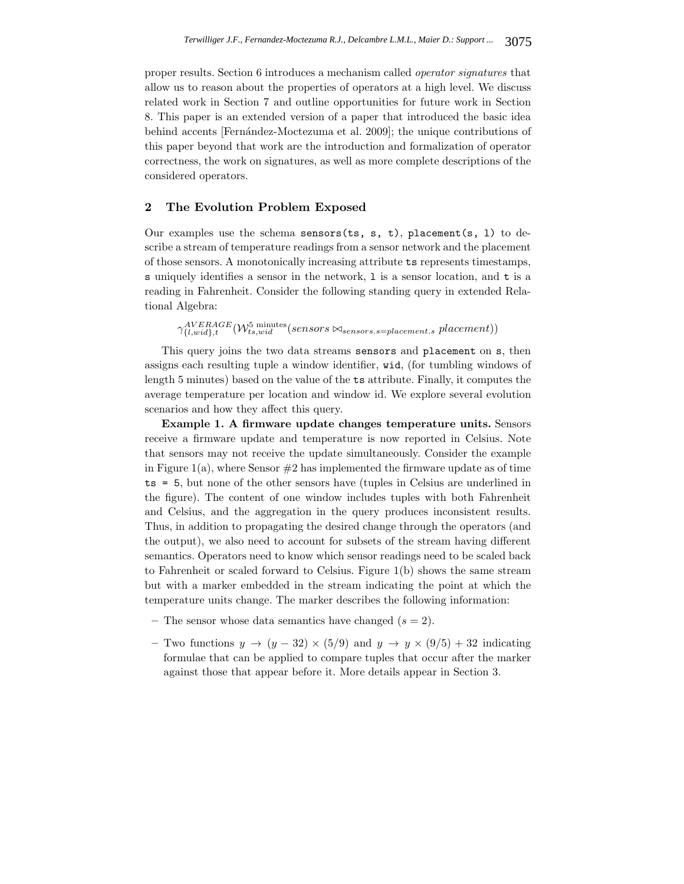proper results. Section 6 introduces a mechanism called *operator signatures* that allow us to reason about the properties of operators at a high level. We discuss related work in Section 7 and outline opportunities for future work in Section 8. This paper is an extended version of a paper that introduced the basic idea behind accents [Fernández-Moctezuma et al. 2009]; the unique contributions of this paper beyond that work are the introduction and formalization of operator correctness, the work on signatures, as well as more complete descriptions of the considered operators.

## 2 The Evolution Problem Exposed

Our examples use the schema `sensors(ts, s, t)`, `placement(s, l)` to describe a stream of temperature readings from a sensor network and the placement of those sensors. A monotonically increasing attribute `ts` represents timestamps, `s` uniquely identifies a sensor in the network, `l` is a sensor location, and `t` is a reading in Fahrenheit. Consider the following standing query in extended Relational Algebra:

$$\gamma^{AVERAGE}_{\{l,wid\},t}(\mathcal{W}^{5\text{ minutes}}_{ts,wid}(sensors \bowtie_{sensors.s=placement.s} placement))$$

This query joins the two data streams `sensors` and `placement` on `s`, then assigns each resulting tuple a window identifier, `wid`, (for tumbling windows of length 5 minutes) based on the value of the `ts` attribute. Finally, it computes the average temperature per location and window id. We explore several evolution scenarios and how they affect this query.

**Example 1. A firmware update changes temperature units.** Sensors receive a firmware update and temperature is now reported in Celsius. Note that sensors may not receive the update simultaneously. Consider the example in Figure 1(a), where Sensor #2 has implemented the firmware update as of time `ts = 5`, but none of the other sensors have (tuples in Celsius are underlined in the figure). The content of one window includes tuples with both Fahrenheit and Celsius, and the aggregation in the query produces inconsistent results. Thus, in addition to propagating the desired change through the operators (and the output), we also need to account for subsets of the stream having different semantics. Operators need to know which sensor readings need to be scaled back to Fahrenheit or scaled forward to Celsius. Figure 1(b) shows the same stream but with a marker embedded in the stream indicating the point at which the temperature units change. The marker describes the following information:

- The sensor whose data semantics have changed ($s = 2$).
- Two functions $y \to (y - 32) \times (5/9)$ and $y \to y \times (9/5) + 32$ indicating formulae that can be applied to compare tuples that occur after the marker against those that appear before it. More details appear in Section 3.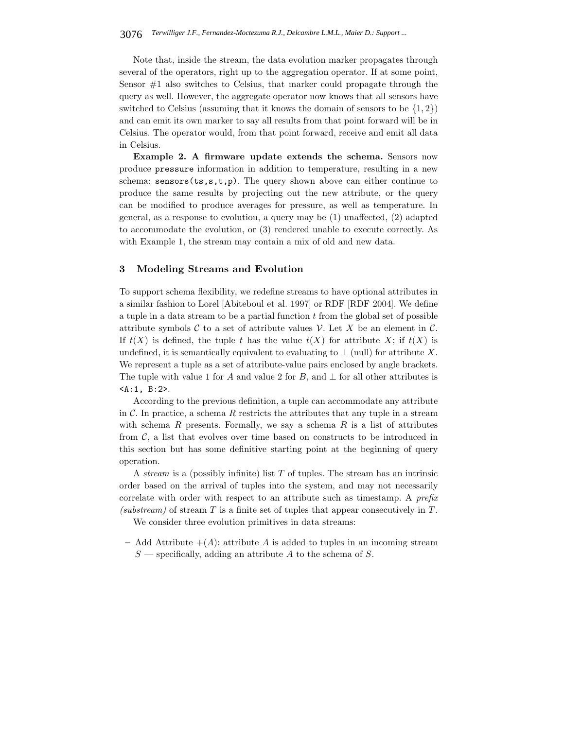Note that, inside the stream, the data evolution marker propagates through several of the operators, right up to the aggregation operator. If at some point, Sensor #1 also switches to Celsius, that marker could propagate through the query as well. However, the aggregate operator now knows that all sensors have switched to Celsius (assuming that it knows the domain of sensors to be $\{1, 2\}$) and can emit its own marker to say all results from that point forward will be in Celsius. The operator would, from that point forward, receive and emit all data in Celsius.

**Example 2. A firmware update extends the schema.** Sensors now produce `pressure` information in addition to temperature, resulting in a new schema: `sensors(ts,s,t,p)`. The query shown above can either continue to produce the same results by projecting out the new attribute, or the query can be modified to produce averages for pressure, as well as temperature. In general, as a response to evolution, a query may be (1) unaffected, (2) adapted to accommodate the evolution, or (3) rendered unable to execute correctly. As with Example 1, the stream may contain a mix of old and new data.

## 3 Modeling Streams and Evolution

To support schema flexibility, we redefine streams to have optional attributes in a similar fashion to Lorel [Abiteboul et al. 1997] or RDF [RDF 2004]. We define a tuple in a data stream to be a partial function $t$ from the global set of possible attribute symbols $\mathcal{C}$ to a set of attribute values $\mathcal{V}$. Let $X$ be an element in $\mathcal{C}$. If $t(X)$ is defined, the tuple $t$ has the value $t(X)$ for attribute $X$; if $t(X)$ is undefined, it is semantically equivalent to evaluating to $\perp$ (null) for attribute $X$. We represent a tuple as a set of attribute-value pairs enclosed by angle brackets. The tuple with value 1 for $A$ and value 2 for $B$, and $\perp$ for all other attributes is `<A:1, B:2>`.

According to the previous definition, a tuple can accommodate any attribute in $\mathcal{C}$. In practice, a schema $R$ restricts the attributes that any tuple in a stream with schema $R$ presents. Formally, we say a schema $R$ is a list of attributes from $\mathcal{C}$, a list that evolves over time based on constructs to be introduced in this section but has some definitive starting point at the beginning of query operation.

A *stream* is a (possibly infinite) list $T$ of tuples. The stream has an intrinsic order based on the arrival of tuples into the system, and may not necessarily correlate with order with respect to an attribute such as timestamp. A *prefix (substream)* of stream $T$ is a finite set of tuples that appear consecutively in $T$.

We consider three evolution primitives in data streams:

– Add Attribute $+(A)$: attribute $A$ is added to tuples in an incoming stream $S$ — specifically, adding an attribute $A$ to the schema of $S$.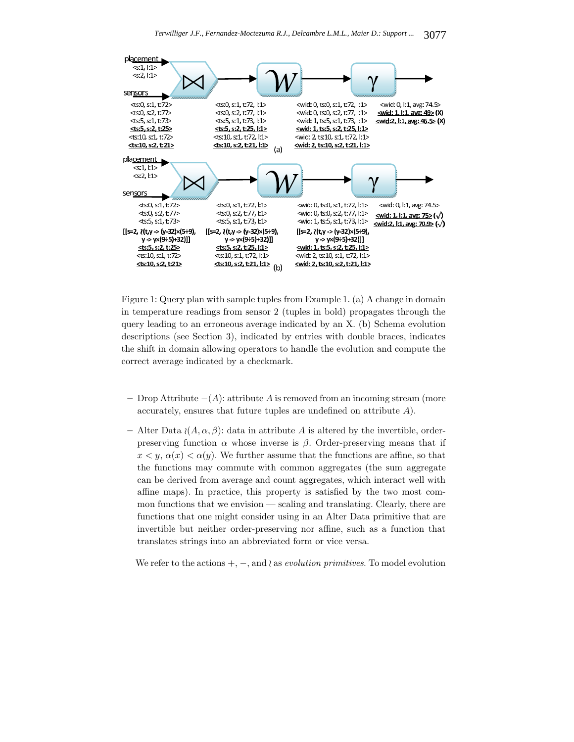Figure 1: Query plan with sample tuples from Example 1. (a) A change in domain in temperature readings from sensor 2 (tuples in bold) propagates through the query leading to an erroneous average indicated by an X. (b) Schema evolution descriptions (see Section 3), indicated by entries with double braces, indicates the shift in domain allowing operators to handle the evolution and compute the correct average indicated by a checkmark.

- Drop Attribute $-(A)$: attribute $A$ is removed from an incoming stream (more accurately, ensures that future tuples are undefined on attribute $A$).
- Alter Data $\wr(A, \alpha, \beta)$: data in attribute $A$ is altered by the invertible, order-preserving function $\alpha$ whose inverse is $\beta$. Order-preserving means that if $x < y$, $\alpha(x) < \alpha(y)$. We further assume that the functions are affine, so that the functions may commute with common aggregates (the sum aggregate can be derived from average and count aggregates, which interact well with affine maps). In practice, this property is satisfied by the two most common functions that we envision — scaling and translating. Clearly, there are functions that one might consider using in an Alter Data primitive that are invertible but neither order-preserving nor affine, such as a function that translates strings into an abbreviated form or vice versa.

We refer to the actions $+$, $-$, and $\wr$ as *evolution primitives*. To model evolution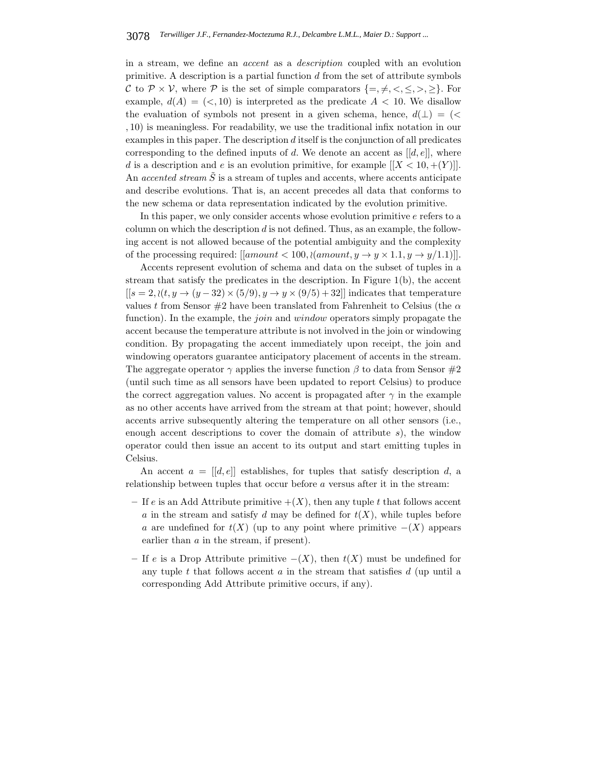in a stream, we define an *accent* as a *description* coupled with an evolution primitive. A description is a partial function $d$ from the set of attribute symbols $\mathcal{C}$ to $\mathcal{P} \times \mathcal{V}$, where $\mathcal{P}$ is the set of simple comparators $\{=, \neq, <, \leq, >, \geq\}$. For example, $d(A) = (<, 10)$ is interpreted as the predicate $A < 10$. We disallow the evaluation of symbols not present in a given schema, hence, $d(\perp) = (<, 10)$ is meaningless. For readability, we use the traditional infix notation in our examples in this paper. The description $d$ itself is the conjunction of all predicates corresponding to the defined inputs of $d$. We denote an accent as $[[d, e]]$, where $d$ is a description and $e$ is an evolution primitive, for example $[[X < 10, +(Y)]]$. An *accented stream* $\tilde{S}$ is a stream of tuples and accents, where accents anticipate and describe evolutions. That is, an accent precedes all data that conforms to the new schema or data representation indicated by the evolution primitive.

In this paper, we only consider accents whose evolution primitive $e$ refers to a column on which the description $d$ is not defined. Thus, as an example, the following accent is not allowed because of the potential ambiguity and the complexity of the processing required: $[[amount < 100, \wr(amount, y \rightarrow y \times 1.1, y \rightarrow y/1.1)]]$.

Accents represent evolution of schema and data on the subset of tuples in a stream that satisfy the predicates in the description. In Figure 1(b), the accent $[[s = 2, \wr(t, y \rightarrow (y - 32) \times (5/9), y \rightarrow y \times (9/5) + 32]]$ indicates that temperature values $t$ from Sensor #2 have been translated from Fahrenheit to Celsius (the $\alpha$ function). In the example, the *join* and *window* operators simply propagate the accent because the temperature attribute is not involved in the join or windowing condition. By propagating the accent immediately upon receipt, the join and windowing operators guarantee anticipatory placement of accents in the stream. The aggregate operator $\gamma$ applies the inverse function $\beta$ to data from Sensor #2 (until such time as all sensors have been updated to report Celsius) to produce the correct aggregation values. No accent is propagated after $\gamma$ in the example as no other accents have arrived from the stream at that point; however, should accents arrive subsequently altering the temperature on all other sensors (i.e., enough accent descriptions to cover the domain of attribute $s$), the window operator could then issue an accent to its output and start emitting tuples in Celsius.

An accent $a = [[d, e]]$ establishes, for tuples that satisfy description $d$, a relationship between tuples that occur before $a$ versus after it in the stream:

- If $e$ is an Add Attribute primitive $+(X)$, then any tuple $t$ that follows accent $a$ in the stream and satisfy $d$ may be defined for $t(X)$, while tuples before $a$ are undefined for $t(X)$ (up to any point where primitive $-(X)$ appears earlier than $a$ in the stream, if present).
- If $e$ is a Drop Attribute primitive $-(X)$, then $t(X)$ must be undefined for any tuple $t$ that follows accent $a$ in the stream that satisfies $d$ (up until a corresponding Add Attribute primitive occurs, if any).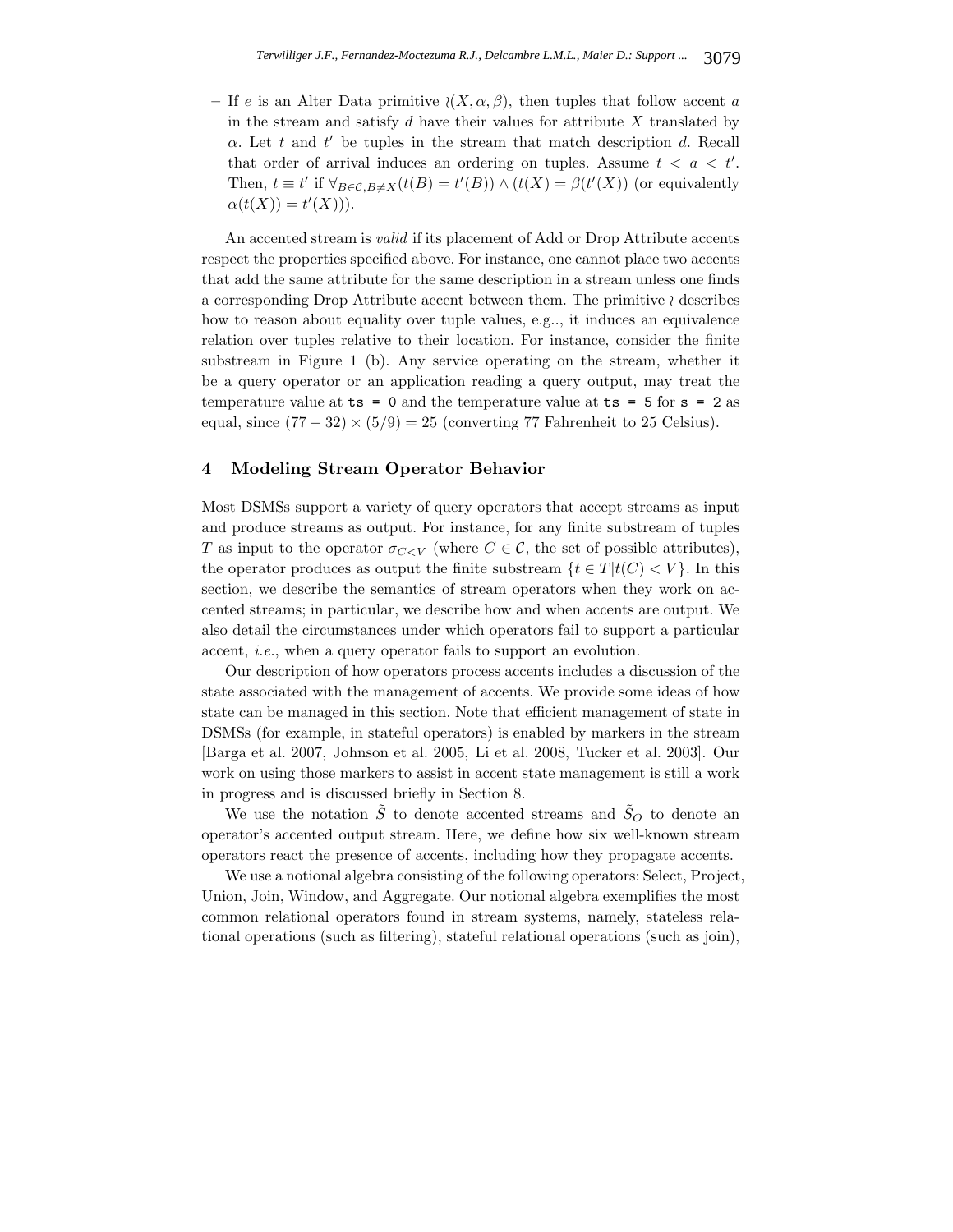– If $e$ is an Alter Data primitive $\wr(X, \alpha, \beta)$, then tuples that follow accent $a$ in the stream and satisfy $d$ have their values for attribute $X$ translated by $\alpha$. Let $t$ and $t'$ be tuples in the stream that match description $d$. Recall that order of arrival induces an ordering on tuples. Assume $t < a < t'$. Then, $t \equiv t'$ if $\forall_{B \in \mathcal{C}, B \neq X}(t(B) = t'(B)) \wedge (t(X) = \beta(t'(X))$ (or equivalently $\alpha(t(X)) = t'(X)))$.

An accented stream is *valid* if its placement of Add or Drop Attribute accents respect the properties specified above. For instance, one cannot place two accents that add the same attribute for the same description in a stream unless one finds a corresponding Drop Attribute accent between them. The primitive $\wr$ describes how to reason about equality over tuple values, e.g.., it induces an equivalence relation over tuples relative to their location. For instance, consider the finite substream in Figure 1 (b). Any service operating on the stream, whether it be a query operator or an application reading a query output, may treat the temperature value at `ts = 0` and the temperature value at `ts = 5` for `s = 2` as equal, since $(77 - 32) \times (5/9) = 25$ (converting 77 Fahrenheit to 25 Celsius).

## 4 Modeling Stream Operator Behavior

Most DSMSs support a variety of query operators that accept streams as input and produce streams as output. For instance, for any finite substream of tuples $T$ as input to the operator $\sigma_{C<V}$ (where $C \in \mathcal{C}$, the set of possible attributes), the operator produces as output the finite substream $\{t \in T | t(C) < V\}$. In this section, we describe the semantics of stream operators when they work on accented streams; in particular, we describe how and when accents are output. We also detail the circumstances under which operators fail to support a particular accent, *i.e.*, when a query operator fails to support an evolution.

Our description of how operators process accents includes a discussion of the state associated with the management of accents. We provide some ideas of how state can be managed in this section. Note that efficient management of state in DSMSs (for example, in stateful operators) is enabled by markers in the stream [Barga et al. 2007, Johnson et al. 2005, Li et al. 2008, Tucker et al. 2003]. Our work on using those markers to assist in accent state management is still a work in progress and is discussed briefly in Section 8.

We use the notation $\tilde{S}$ to denote accented streams and $\tilde{S}_O$ to denote an operator's accented output stream. Here, we define how six well-known stream operators react the presence of accents, including how they propagate accents.

We use a notional algebra consisting of the following operators: Select, Project, Union, Join, Window, and Aggregate. Our notional algebra exemplifies the most common relational operators found in stream systems, namely, stateless relational operations (such as filtering), stateful relational operations (such as join),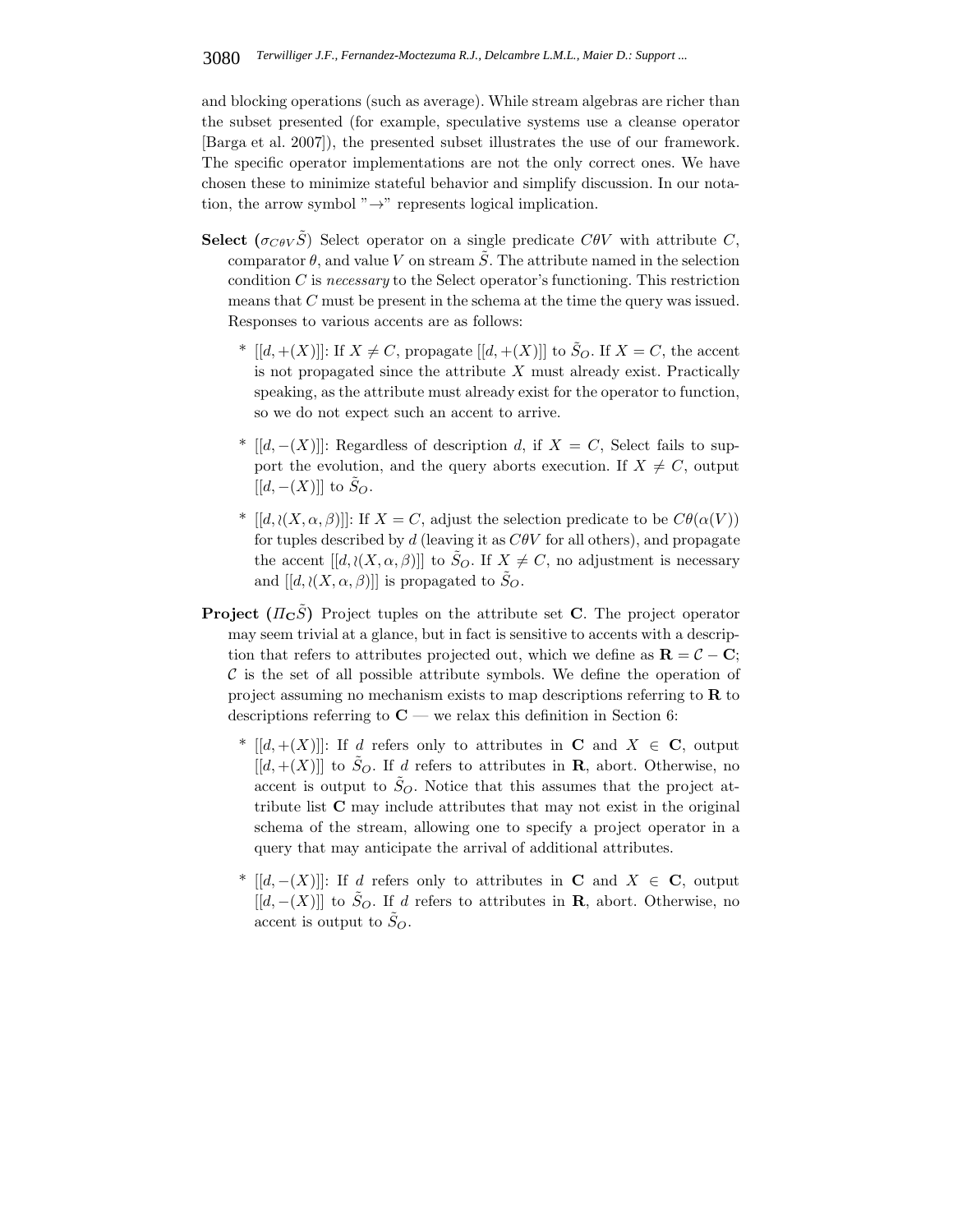and blocking operations (such as average). While stream algebras are richer than the subset presented (for example, speculative systems use a cleanse operator [Barga et al. 2007]), the presented subset illustrates the use of our framework. The specific operator implementations are not the only correct ones. We have chosen these to minimize stateful behavior and simplify discussion. In our notation, the arrow symbol "$\rightarrow$" represents logical implication.

**Select** ($\sigma_{C\theta V}\tilde{S}$) Select operator on a single predicate $C\theta V$ with attribute $C$, comparator $\theta$, and value $V$ on stream $\tilde{S}$. The attribute named in the selection condition $C$ is *necessary* to the Select operator's functioning. This restriction means that $C$ must be present in the schema at the time the query was issued. Responses to various accents are as follows:

- $[[d, +(X)]]$: If $X \neq C$, propagate $[[d, +(X)]]$ to $\tilde{S}_O$. If $X = C$, the accent is not propagated since the attribute $X$ must already exist. Practically speaking, as the attribute must already exist for the operator to function, so we do not expect such an accent to arrive.

- $[[d, -(X)]]$: Regardless of description $d$, if $X = C$, Select fails to support the evolution, and the query aborts execution. If $X \neq C$, output $[[d, -(X)]]$ to $\tilde{S}_O$.

- $[[d, \wr(X, \alpha, \beta)]]$: If $X = C$, adjust the selection predicate to be $C\theta(\alpha(V))$ for tuples described by $d$ (leaving it as $C\theta V$ for all others), and propagate the accent $[[d, \wr(X, \alpha, \beta)]]$ to $\tilde{S}_O$. If $X \neq C$, no adjustment is necessary and $[[d, \wr(X, \alpha, \beta)]]$ is propagated to $\tilde{S}_O$.

**Project** ($\Pi_{\mathbf{C}}\tilde{S}$) Project tuples on the attribute set $\mathbf{C}$. The project operator may seem trivial at a glance, but in fact is sensitive to accents with a description that refers to attributes projected out, which we define as $\mathbf{R} = \mathcal{C} - \mathbf{C}$; $\mathcal{C}$ is the set of all possible attribute symbols. We define the operation of project assuming no mechanism exists to map descriptions referring to $\mathbf{R}$ to descriptions referring to $\mathbf{C}$ — we relax this definition in Section 6:

- $[[d, +(X)]]$: If $d$ refers only to attributes in $\mathbf{C}$ and $X \in \mathbf{C}$, output $[[d, +(X)]]$ to $\tilde{S}_O$. If $d$ refers to attributes in $\mathbf{R}$, abort. Otherwise, no accent is output to $\tilde{S}_O$. Notice that this assumes that the project attribute list $\mathbf{C}$ may include attributes that may not exist in the original schema of the stream, allowing one to specify a project operator in a query that may anticipate the arrival of additional attributes.

- $[[d, -(X)]]$: If $d$ refers only to attributes in $\mathbf{C}$ and $X \in \mathbf{C}$, output $[[d, -(X)]]$ to $\tilde{S}_O$. If $d$ refers to attributes in $\mathbf{R}$, abort. Otherwise, no accent is output to $\tilde{S}_O$.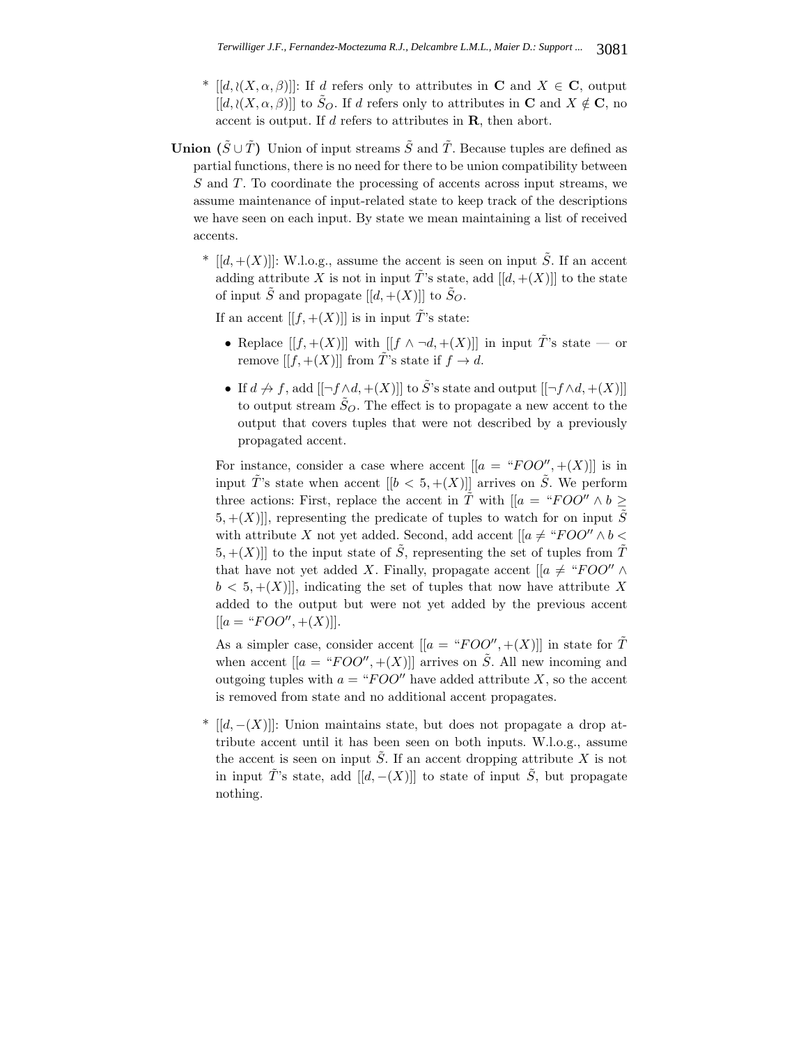* $[[d, \wr(X, \alpha, \beta)]]$: If $d$ refers only to attributes in $\mathbf{C}$ and $X \in \mathbf{C}$, output $[[d, \wr(X, \alpha, \beta)]]$ to $\tilde{S}_O$. If $d$ refers only to attributes in $\mathbf{C}$ and $X \notin \mathbf{C}$, no accent is output. If $d$ refers to attributes in $\mathbf{R}$, then abort.

**Union ($\tilde{S} \cup \tilde{T}$)** Union of input streams $\tilde{S}$ and $\tilde{T}$. Because tuples are defined as partial functions, there is no need for there to be union compatibility between $S$ and $T$. To coordinate the processing of accents across input streams, we assume maintenance of input-related state to keep track of the descriptions we have seen on each input. By state we mean maintaining a list of received accents.

* $[[d, +(X)]]$: W.l.o.g., assume the accent is seen on input $\tilde{S}$. If an accent adding attribute $X$ is not in input $\tilde{T}$'s state, add $[[d, +(X)]]$ to the state of input $\tilde{S}$ and propagate $[[d, +(X)]]$ to $\tilde{S}_O$.

  If an accent $[[f, +(X)]]$ is in input $\tilde{T}$'s state:

  - Replace $[[f, +(X)]]$ with $[[f \wedge \neg d, +(X)]]$ in input $\tilde{T}$'s state — or remove $[[f, +(X)]]$ from $\tilde{T}$'s state if $f \rightarrow d$.
  - If $d \not\rightarrow f$, add $[[\neg f \wedge d, +(X)]]$ to $\tilde{S}$'s state and output $[[\neg f \wedge d, +(X)]]$ to output stream $\tilde{S}_O$. The effect is to propagate a new accent to the output that covers tuples that were not described by a previously propagated accent.

  For instance, consider a case where accent $[[a = \text{“}FOO'', +(X)]]$ is in input $\tilde{T}$'s state when accent $[[b < 5, +(X)]]$ arrives on $\tilde{S}$. We perform three actions: First, replace the accent in $\tilde{T}$ with $[[a = \text{“}FOO'' \wedge b \geq 5, +(X)]]$, representing the predicate of tuples to watch for on input $\tilde{S}$ with attribute $X$ not yet added. Second, add accent $[[a \neq \text{“}FOO'' \wedge b < 5, +(X)]]$ to the input state of $\tilde{S}$, representing the set of tuples from $\tilde{T}$ that have not yet added $X$. Finally, propagate accent $[[a \neq \text{“}FOO'' \wedge b < 5, +(X)]]$, indicating the set of tuples that now have attribute $X$ added to the output but were not yet added by the previous accent $[[a = \text{“}FOO'', +(X)]]$.

  As a simpler case, consider accent $[[a = \text{“}FOO'', +(X)]]$ in state for $\tilde{T}$ when accent $[[a = \text{“}FOO'', +(X)]]$ arrives on $\tilde{S}$. All new incoming and outgoing tuples with $a = \text{“}FOO''$ have added attribute $X$, so the accent is removed from state and no additional accent propagates.

* $[[d, -(X)]]$: Union maintains state, but does not propagate a drop attribute accent until it has been seen on both inputs. W.l.o.g., assume the accent is seen on input $\tilde{S}$. If an accent dropping attribute $X$ is not in input $\tilde{T}$'s state, add $[[d, -(X)]]$ to state of input $\tilde{S}$, but propagate nothing.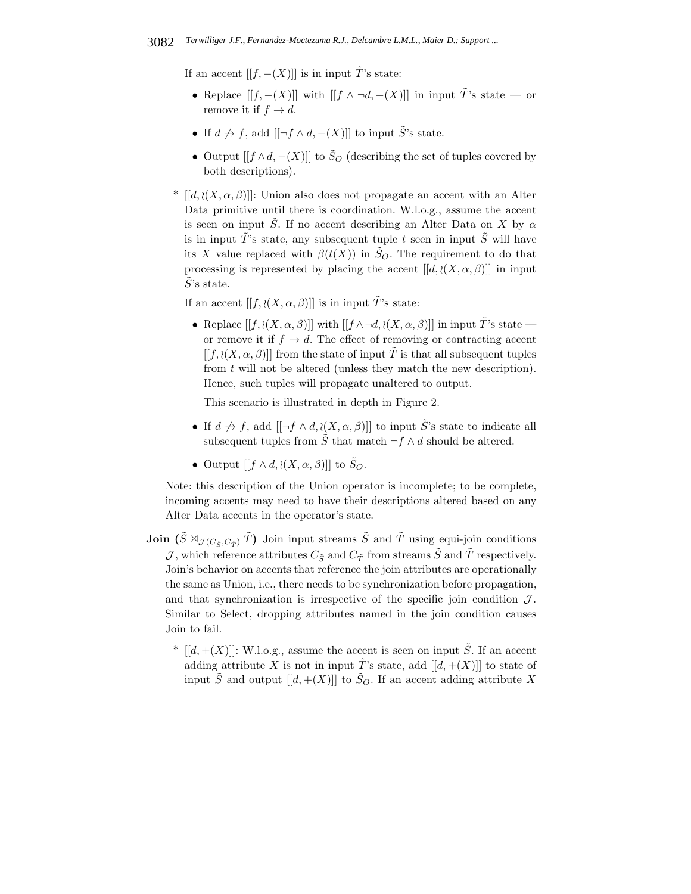If an accent $[[f, -(X)]]$ is in input $\tilde{T}$'s state:

- Replace $[[f, -(X)]]$ with $[[f \wedge \neg d, -(X)]]$ in input $\tilde{T}$'s state — or remove it if $f \rightarrow d$.
- If $d \not\rightarrow f$, add $[[\neg f \wedge d, -(X)]]$ to input $\tilde{S}$'s state.
- Output $[[f \wedge d, -(X)]]$ to $\tilde{S}_O$ (describing the set of tuples covered by both descriptions).

\* $[[d, \wr(X, \alpha, \beta)]]$: Union also does not propagate an accent with an Alter Data primitive until there is coordination. W.l.o.g., assume the accent is seen on input $\tilde{S}$. If no accent describing an Alter Data on $X$ by $\alpha$ is in input $\tilde{T}$'s state, any subsequent tuple $t$ seen in input $\tilde{S}$ will have its $X$ value replaced with $\beta(t(X))$ in $\tilde{S}_O$. The requirement to do that processing is represented by placing the accent $[[d, \wr(X, \alpha, \beta)]]$ in input $\tilde{S}$'s state.

If an accent $[[f, \wr(X, \alpha, \beta)]]$ is in input $\tilde{T}$'s state:

- Replace $[[f, \wr(X, \alpha, \beta)]]$ with $[[f \wedge \neg d, \wr(X, \alpha, \beta)]]$ in input $\tilde{T}$'s state — or remove it if $f \rightarrow d$. The effect of removing or contracting accent $[[f, \wr(X, \alpha, \beta)]]$ from the state of input $\tilde{T}$ is that all subsequent tuples from $t$ will not be altered (unless they match the new description). Hence, such tuples will propagate unaltered to output.

  This scenario is illustrated in depth in Figure 2.

- If $d \not\rightarrow f$, add $[[\neg f \wedge d, \wr(X, \alpha, \beta)]]$ to input $\tilde{S}$'s state to indicate all subsequent tuples from $\tilde{S}$ that match $\neg f \wedge d$ should be altered.
- Output $[[f \wedge d, \wr(X, \alpha, \beta)]]$ to $\tilde{S}_O$.

Note: this description of the Union operator is incomplete; to be complete, incoming accents may need to have their descriptions altered based on any Alter Data accents in the operator's state.

**Join ($\tilde{S} \bowtie_{\mathcal{J}(C_{\tilde{S}}, C_{\tilde{T}})} \tilde{T}$)** Join input streams $\tilde{S}$ and $\tilde{T}$ using equi-join conditions $\mathcal{J}$, which reference attributes $C_{\tilde{S}}$ and $C_{\tilde{T}}$ from streams $\tilde{S}$ and $\tilde{T}$ respectively. Join's behavior on accents that reference the join attributes are operationally the same as Union, i.e., there needs to be synchronization before propagation, and that synchronization is irrespective of the specific join condition $\mathcal{J}$. Similar to Select, dropping attributes named in the join condition causes Join to fail.

\* $[[d, +(X)]]$: W.l.o.g., assume the accent is seen on input $\tilde{S}$. If an accent adding attribute $X$ is not in input $\tilde{T}$'s state, add $[[d, +(X)]]$ to state of input $\tilde{S}$ and output $[[d, +(X)]]$ to $\tilde{S}_O$. If an accent adding attribute $X$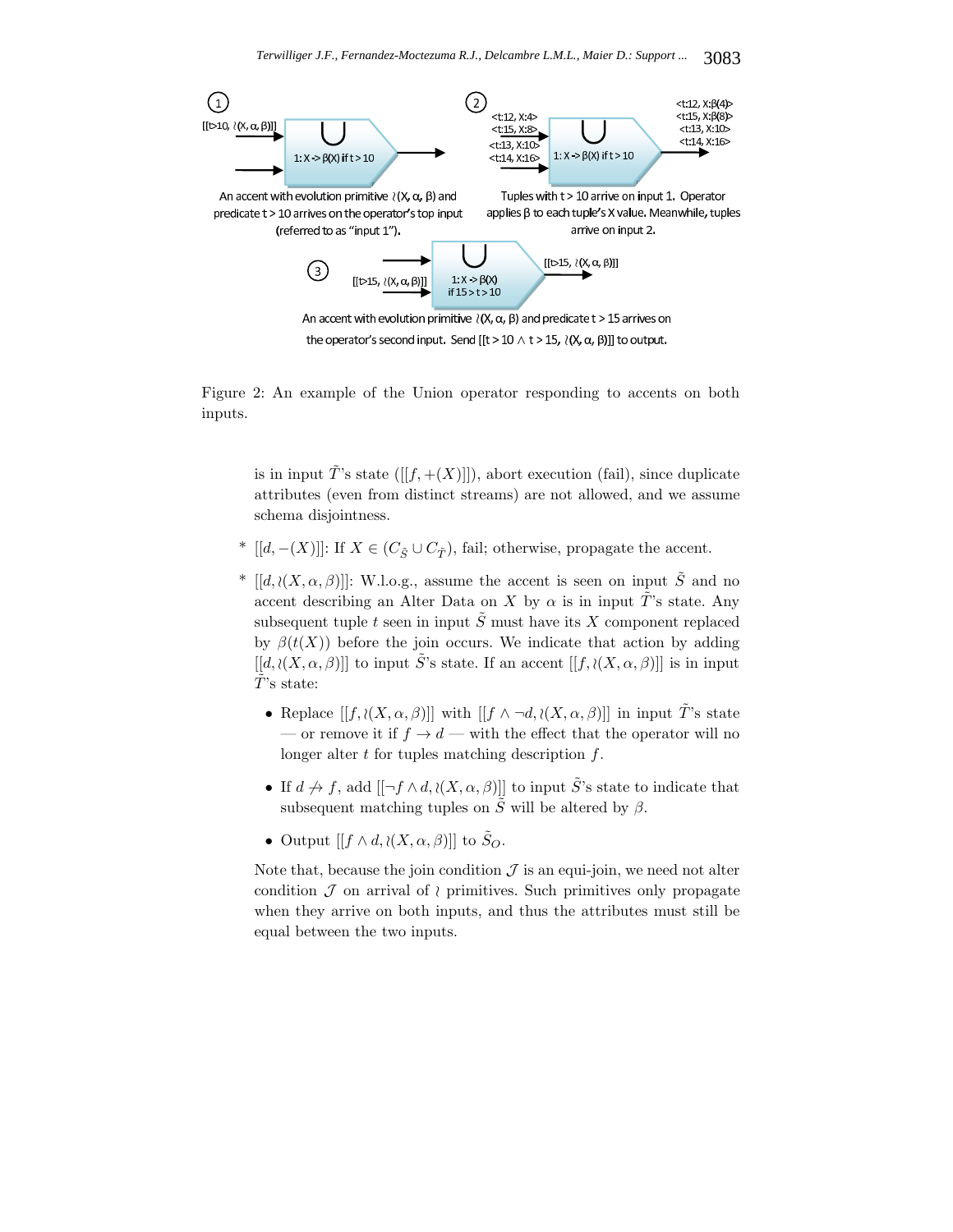Figure 2: An example of the Union operator responding to accents on both inputs.

is in input $\tilde{T}$'s state ($[[f, +(X)]]$), abort execution (fail), since duplicate attributes (even from distinct streams) are not allowed, and we assume schema disjointness.

* $[[d, -(X)]]$: If $X \in (C_{\tilde{S}} \cup C_{\tilde{T}})$, fail; otherwise, propagate the accent.
* $[[d, \wr(X, \alpha, \beta)]]$: W.l.o.g., assume the accent is seen on input $\tilde{S}$ and no accent describing an Alter Data on $X$ by $\alpha$ is in input $\tilde{T}$'s state. Any subsequent tuple $t$ seen in input $\tilde{S}$ must have its $X$ component replaced by $\beta(t(X))$ before the join occurs. We indicate that action by adding $[[d, \wr(X, \alpha, \beta)]]$ to input $\tilde{S}$'s state. If an accent $[[f, \wr(X, \alpha, \beta)]]$ is in input $\tilde{T}$'s state:
  - Replace $[[f, \wr(X, \alpha, \beta)]]$ with $[[f \wedge \neg d, \wr(X, \alpha, \beta)]]$ in input $\tilde{T}$'s state — or remove it if $f \rightarrow d$ — with the effect that the operator will no longer alter $t$ for tuples matching description $f$.
  - If $d \not\rightarrow f$, add $[[\neg f \wedge d, \wr(X, \alpha, \beta)]]$ to input $\tilde{S}$'s state to indicate that subsequent matching tuples on $\tilde{S}$ will be altered by $\beta$.
  - Output $[[f \wedge d, \wr(X, \alpha, \beta)]]$ to $\tilde{S}_O$.

Note that, because the join condition $\mathcal{J}$ is an equi-join, we need not alter condition $\mathcal{J}$ on arrival of $\wr$ primitives. Such primitives only propagate when they arrive on both inputs, and thus the attributes must still be equal between the two inputs.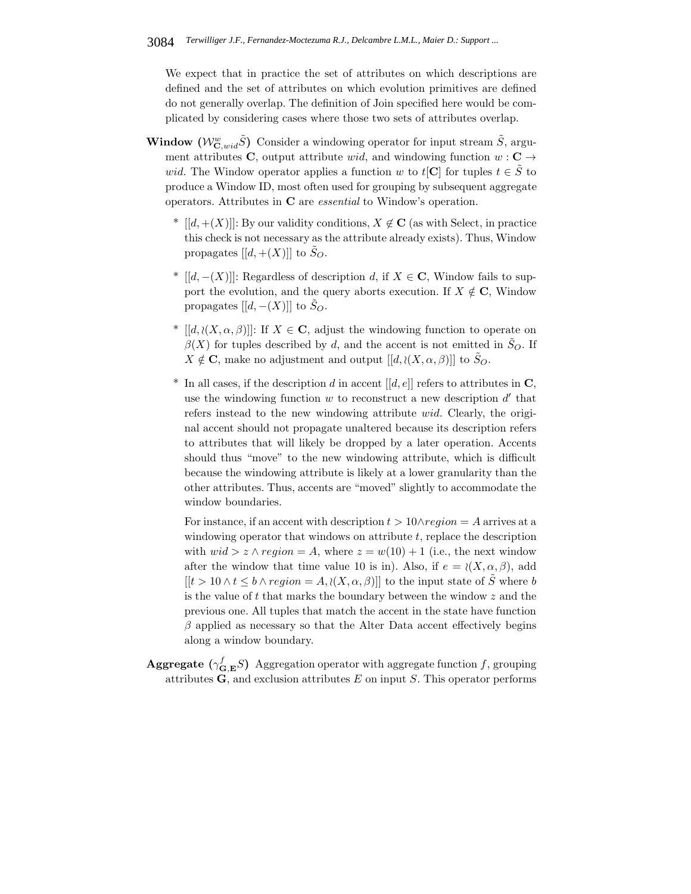We expect that in practice the set of attributes on which descriptions are defined and the set of attributes on which evolution primitives are defined do not generally overlap. The definition of Join specified here would be complicated by considering cases where those two sets of attributes overlap.

**Window ($\mathcal{W}^{w}_{\mathbf{C},wid}\tilde{S}$)** Consider a windowing operator for input stream $\tilde{S}$, argument attributes $\mathbf{C}$, output attribute $wid$, and windowing function $w : \mathbf{C} \rightarrow wid$. The Window operator applies a function $w$ to $t[\mathbf{C}]$ for tuples $t \in \tilde{S}$ to produce a Window ID, most often used for grouping by subsequent aggregate operators. Attributes in $\mathbf{C}$ are *essential* to Window's operation.

- $[[d, +(X)]]$: By our validity conditions, $X \notin \mathbf{C}$ (as with Select, in practice this check is not necessary as the attribute already exists). Thus, Window propagates $[[d, +(X)]]$ to $\tilde{S}_O$.

- $[[d, -(X)]]$: Regardless of description $d$, if $X \in \mathbf{C}$, Window fails to support the evolution, and the query aborts execution. If $X \notin \mathbf{C}$, Window propagates $[[d, -(X)]]$ to $\tilde{S}_O$.

- $[[d, \wr(X, \alpha, \beta)]]$: If $X \in \mathbf{C}$, adjust the windowing function to operate on $\beta(X)$ for tuples described by $d$, and the accent is not emitted in $\tilde{S}_O$. If $X \notin \mathbf{C}$, make no adjustment and output $[[d, \wr(X, \alpha, \beta)]]$ to $\tilde{S}_O$.

- In all cases, if the description $d$ in accent $[[d, e]]$ refers to attributes in $\mathbf{C}$, use the windowing function $w$ to reconstruct a new description $d'$ that refers instead to the new windowing attribute $wid$. Clearly, the original accent should not propagate unaltered because its description refers to attributes that will likely be dropped by a later operation. Accents should thus "move" to the new windowing attribute, which is difficult because the windowing attribute is likely at a lower granularity than the other attributes. Thus, accents are "moved" slightly to accommodate the window boundaries.

  For instance, if an accent with description $t > 10 \wedge region = A$ arrives at a windowing operator that windows on attribute $t$, replace the description with $wid > z \wedge region = A$, where $z = w(10) + 1$ (i.e., the next window after the window that time value 10 is in). Also, if $e = \wr(X, \alpha, \beta)$, add $[[t > 10 \wedge t \leq b \wedge region = A, \wr(X, \alpha, \beta)]]$ to the input state of $\tilde{S}$ where $b$ is the value of $t$ that marks the boundary between the window $z$ and the previous one. All tuples that match the accent in the state have function $\beta$ applied as necessary so that the Alter Data accent effectively begins along a window boundary.

**Aggregate ($\gamma^{f}_{\mathbf{G},\mathbf{E}}S$)** Aggregation operator with aggregate function $f$, grouping attributes $\mathbf{G}$, and exclusion attributes $E$ on input $S$. This operator performs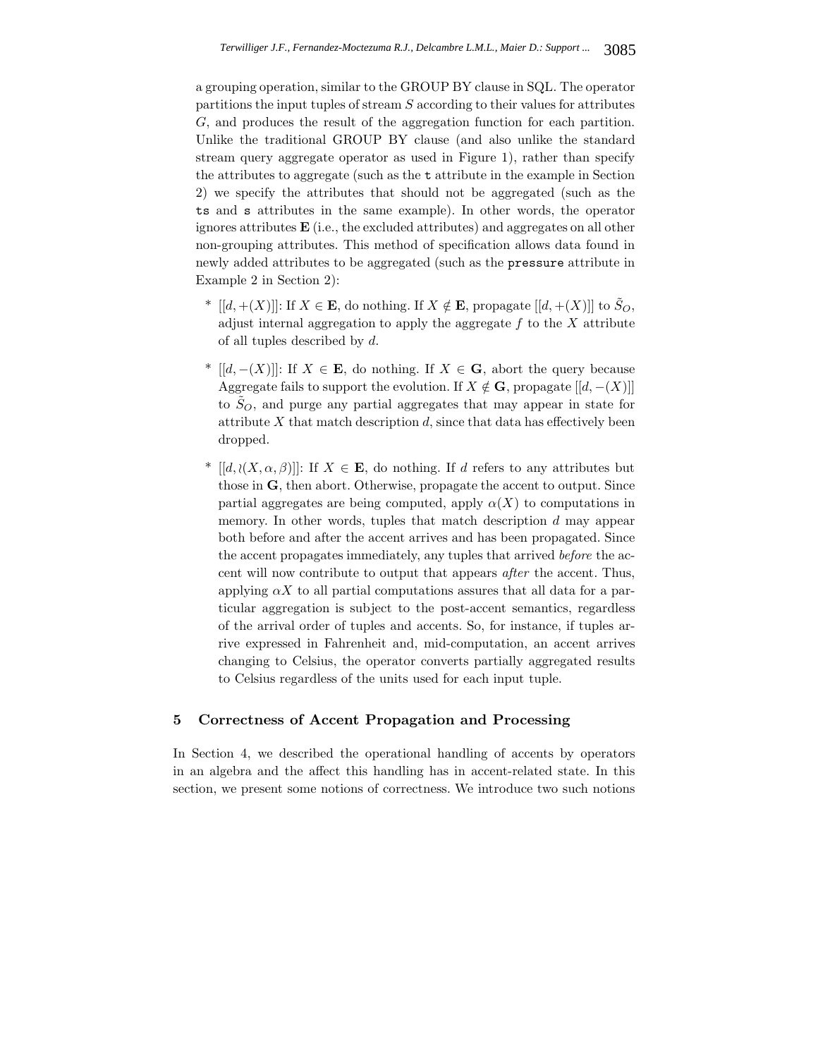a grouping operation, similar to the GROUP BY clause in SQL. The operator partitions the input tuples of stream $S$ according to their values for attributes $G$, and produces the result of the aggregation function for each partition. Unlike the traditional GROUP BY clause (and also unlike the standard stream query aggregate operator as used in Figure 1), rather than specify the attributes to aggregate (such as the `t` attribute in the example in Section 2) we specify the attributes that should not be aggregated (such as the `ts` and `s` attributes in the same example). In other words, the operator ignores attributes $\mathbf{E}$ (i.e., the excluded attributes) and aggregates on all other non-grouping attributes. This method of specification allows data found in newly added attributes to be aggregated (such as the `pressure` attribute in Example 2 in Section 2):

* $[[d, +(X)]]$: If $X \in \mathbf{E}$, do nothing. If $X \notin \mathbf{E}$, propagate $[[d, +(X)]]$ to $\tilde{S}_O$, adjust internal aggregation to apply the aggregate $f$ to the $X$ attribute of all tuples described by $d$.

* $[[d, -(X)]]$: If $X \in \mathbf{E}$, do nothing. If $X \in \mathbf{G}$, abort the query because Aggregate fails to support the evolution. If $X \notin \mathbf{G}$, propagate $[[d, -(X)]]$ to $\tilde{S}_O$, and purge any partial aggregates that may appear in state for attribute $X$ that match description $d$, since that data has effectively been dropped.

* $[[d, \wr(X, \alpha, \beta)]]$: If $X \in \mathbf{E}$, do nothing. If $d$ refers to any attributes but those in $\mathbf{G}$, then abort. Otherwise, propagate the accent to output. Since partial aggregates are being computed, apply $\alpha(X)$ to computations in memory. In other words, tuples that match description $d$ may appear both before and after the accent arrives and has been propagated. Since the accent propagates immediately, any tuples that arrived *before* the accent will now contribute to output that appears *after* the accent. Thus, applying $\alpha X$ to all partial computations assures that all data for a particular aggregation is subject to the post-accent semantics, regardless of the arrival order of tuples and accents. So, for instance, if tuples arrive expressed in Fahrenheit and, mid-computation, an accent arrives changing to Celsius, the operator converts partially aggregated results to Celsius regardless of the units used for each input tuple.

## 5 Correctness of Accent Propagation and Processing

In Section 4, we described the operational handling of accents by operators in an algebra and the affect this handling has in accent-related state. In this section, we present some notions of correctness. We introduce two such notions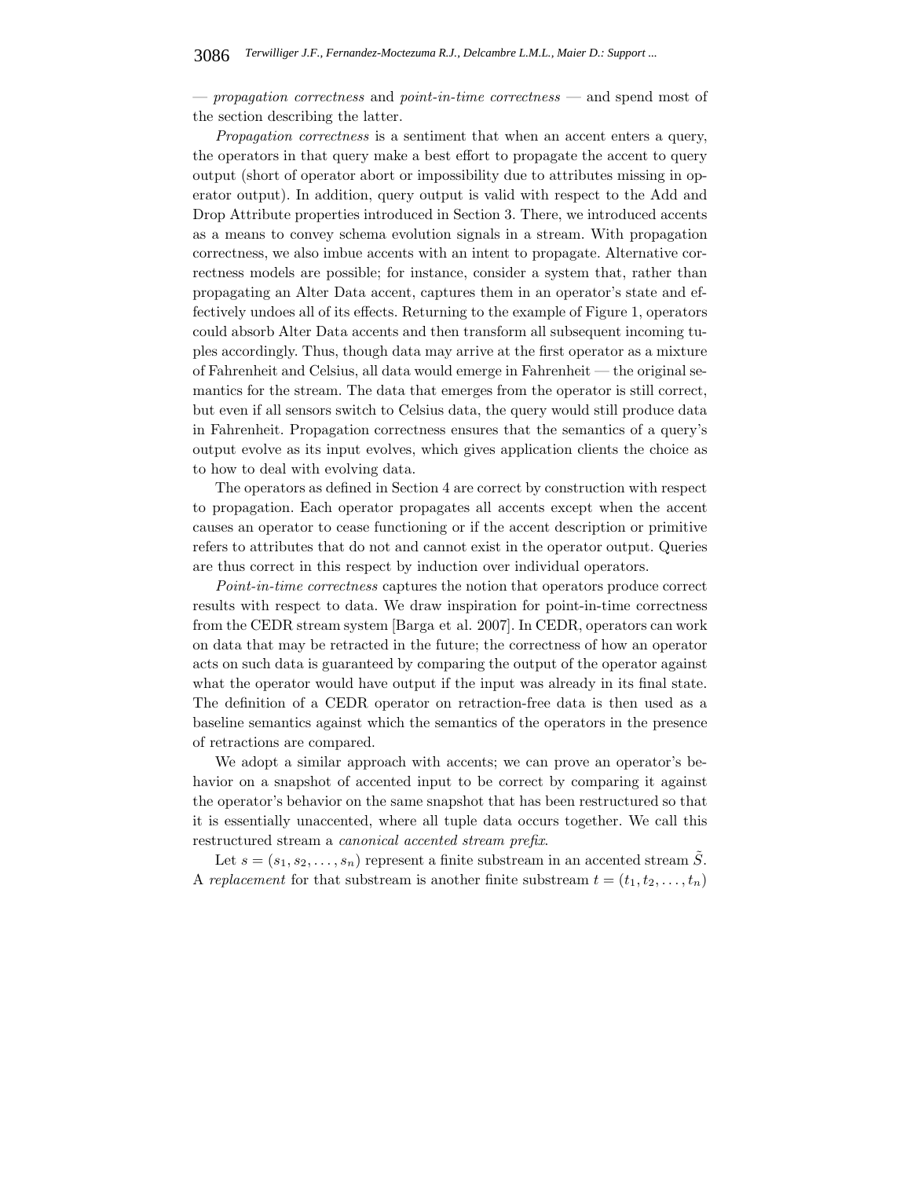— *propagation correctness* and *point-in-time correctness* — and spend most of the section describing the latter.

*Propagation correctness* is a sentiment that when an accent enters a query, the operators in that query make a best effort to propagate the accent to query output (short of operator abort or impossibility due to attributes missing in operator output). In addition, query output is valid with respect to the Add and Drop Attribute properties introduced in Section 3. There, we introduced accents as a means to convey schema evolution signals in a stream. With propagation correctness, we also imbue accents with an intent to propagate. Alternative correctness models are possible; for instance, consider a system that, rather than propagating an Alter Data accent, captures them in an operator's state and effectively undoes all of its effects. Returning to the example of Figure 1, operators could absorb Alter Data accents and then transform all subsequent incoming tuples accordingly. Thus, though data may arrive at the first operator as a mixture of Fahrenheit and Celsius, all data would emerge in Fahrenheit — the original semantics for the stream. The data that emerges from the operator is still correct, but even if all sensors switch to Celsius data, the query would still produce data in Fahrenheit. Propagation correctness ensures that the semantics of a query's output evolve as its input evolves, which gives application clients the choice as to how to deal with evolving data.

The operators as defined in Section 4 are correct by construction with respect to propagation. Each operator propagates all accents except when the accent causes an operator to cease functioning or if the accent description or primitive refers to attributes that do not and cannot exist in the operator output. Queries are thus correct in this respect by induction over individual operators.

*Point-in-time correctness* captures the notion that operators produce correct results with respect to data. We draw inspiration for point-in-time correctness from the CEDR stream system [Barga et al. 2007]. In CEDR, operators can work on data that may be retracted in the future; the correctness of how an operator acts on such data is guaranteed by comparing the output of the operator against what the operator would have output if the input was already in its final state. The definition of a CEDR operator on retraction-free data is then used as a baseline semantics against which the semantics of the operators in the presence of retractions are compared.

We adopt a similar approach with accents; we can prove an operator's behavior on a snapshot of accented input to be correct by comparing it against the operator's behavior on the same snapshot that has been restructured so that it is essentially unaccented, where all tuple data occurs together. We call this restructured stream a *canonical accented stream prefix*.

Let $s = (s_1, s_2, \ldots, s_n)$ represent a finite substream in an accented stream $\tilde{S}$. A *replacement* for that substream is another finite substream $t = (t_1, t_2, \ldots, t_n)$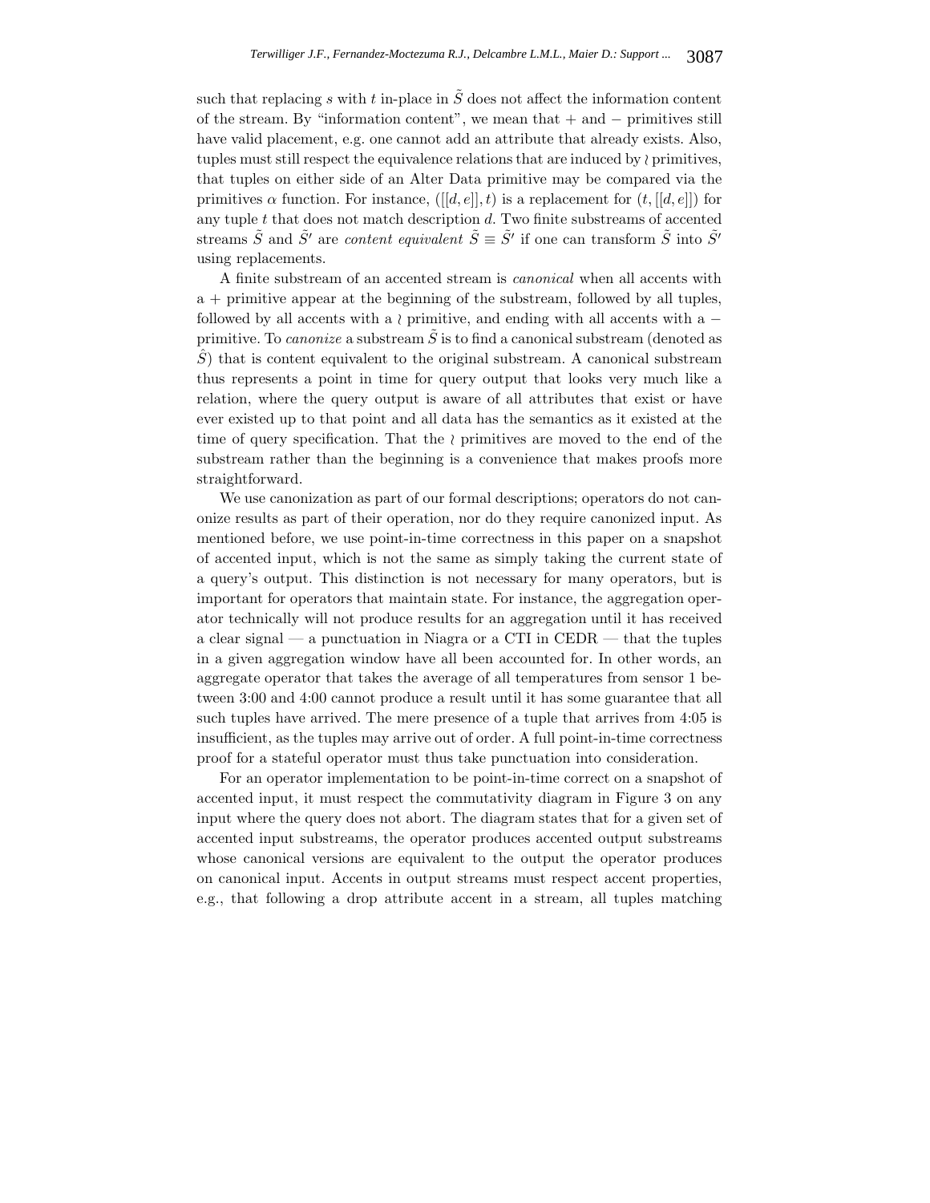such that replacing $s$ with $t$ in-place in $\tilde{S}$ does not affect the information content of the stream. By "information content", we mean that $+$ and $-$ primitives still have valid placement, e.g. one cannot add an attribute that already exists. Also, tuples must still respect the equivalence relations that are induced by $\wr$ primitives, that tuples on either side of an Alter Data primitive may be compared via the primitives $\alpha$ function. For instance, $([[d, e]], t)$ is a replacement for $(t, [[d, e]])$ for any tuple $t$ that does not match description $d$. Two finite substreams of accented streams $\tilde{S}$ and $\tilde{S'}$ are *content equivalent* $\tilde{S} \equiv \tilde{S'}$ if one can transform $\tilde{S}$ into $\tilde{S'}$ using replacements.

A finite substream of an accented stream is *canonical* when all accents with a $+$ primitive appear at the beginning of the substream, followed by all tuples, followed by all accents with a $\wr$ primitive, and ending with all accents with a $-$ primitive. To *canonize* a substream $\tilde{S}$ is to find a canonical substream (denoted as $\hat{S}$) that is content equivalent to the original substream. A canonical substream thus represents a point in time for query output that looks very much like a relation, where the query output is aware of all attributes that exist or have ever existed up to that point and all data has the semantics as it existed at the time of query specification. That the $\wr$ primitives are moved to the end of the substream rather than the beginning is a convenience that makes proofs more straightforward.

We use canonization as part of our formal descriptions; operators do not canonize results as part of their operation, nor do they require canonized input. As mentioned before, we use point-in-time correctness in this paper on a snapshot of accented input, which is not the same as simply taking the current state of a query's output. This distinction is not necessary for many operators, but is important for operators that maintain state. For instance, the aggregation operator technically will not produce results for an aggregation until it has received a clear signal — a punctuation in Niagra or a CTI in CEDR — that the tuples in a given aggregation window have all been accounted for. In other words, an aggregate operator that takes the average of all temperatures from sensor 1 between 3:00 and 4:00 cannot produce a result until it has some guarantee that all such tuples have arrived. The mere presence of a tuple that arrives from 4:05 is insufficient, as the tuples may arrive out of order. A full point-in-time correctness proof for a stateful operator must thus take punctuation into consideration.

For an operator implementation to be point-in-time correct on a snapshot of accented input, it must respect the commutativity diagram in Figure 3 on any input where the query does not abort. The diagram states that for a given set of accented input substreams, the operator produces accented output substreams whose canonical versions are equivalent to the output the operator produces on canonical input. Accents in output streams must respect accent properties, e.g., that following a drop attribute accent in a stream, all tuples matching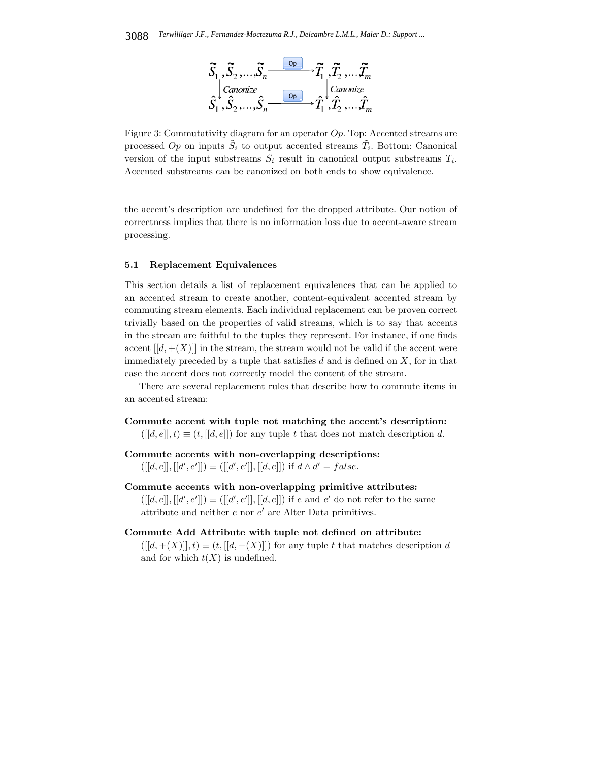$$\begin{array}{ccc}\tilde{S}_1, \tilde{S}_2, \ldots, \tilde{S}_n & \xrightarrow{Op} & \tilde{T}_1, \tilde{T}_2, \ldots, \tilde{T}_m \\ \downarrow \textit{Canonize} & & \downarrow \textit{Canonize} \\ \hat{S}_1, \hat{S}_2, \ldots, \hat{S}_n & \xrightarrow{Op} & \hat{T}_1, \hat{T}_2, \ldots, \hat{T}_m\end{array}$$

Figure 3: Commutativity diagram for an operator $Op$. Top: Accented streams are processed $Op$ on inputs $\tilde{S}_i$ to output accented streams $\tilde{T}_i$. Bottom: Canonical version of the input substreams $S_i$ result in canonical output substreams $T_i$. Accented substreams can be canonized on both ends to show equivalence.

the accent's description are undefined for the dropped attribute. Our notion of correctness implies that there is no information loss due to accent-aware stream processing.

### 5.1 Replacement Equivalences

This section details a list of replacement equivalences that can be applied to an accented stream to create another, content-equivalent accented stream by commuting stream elements. Each individual replacement can be proven correct trivially based on the properties of valid streams, which is to say that accents in the stream are faithful to the tuples they represent. For instance, if one finds accent $[[d, +(X)]]$ in the stream, the stream would not be valid if the accent were immediately preceded by a tuple that satisfies $d$ and is defined on $X$, for in that case the accent does not correctly model the content of the stream.

There are several replacement rules that describe how to commute items in an accented stream:

**Commute accent with tuple not matching the accent's description:**
$([[d, e]], t) \equiv (t, [[d, e]])$ for any tuple $t$ that does not match description $d$.

**Commute accents with non-overlapping descriptions:**
$([[d, e]], [[d', e']]) \equiv ([[d', e']], [[d, e]])$ if $d \wedge d' = false$.

**Commute accents with non-overlapping primitive attributes:**
$([[d, e]], [[d', e']]) \equiv ([[d', e']], [[d, e]])$ if $e$ and $e'$ do not refer to the same attribute and neither $e$ nor $e'$ are Alter Data primitives.

**Commute Add Attribute with tuple not defined on attribute:**
$([[d, +(X)]], t) \equiv (t, [[d, +(X)]])$ for any tuple $t$ that matches description $d$ and for which $t(X)$ is undefined.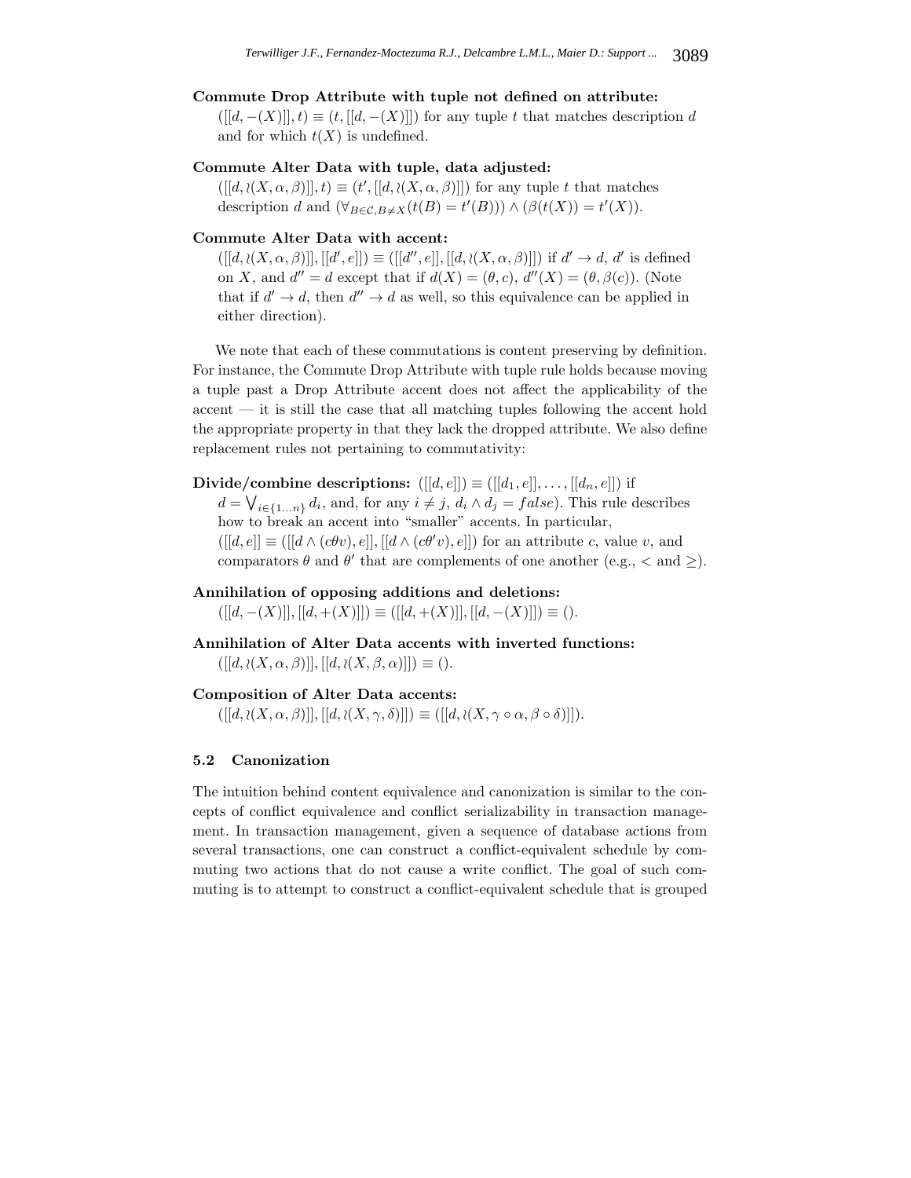**Commute Drop Attribute with tuple not defined on attribute:**
$([[d, -(X)]], t) \equiv (t, [[d, -(X)]])$ for any tuple $t$ that matches description $d$ and for which $t(X)$ is undefined.

**Commute Alter Data with tuple, data adjusted:**
$([[d, \wr(X, \alpha, \beta)]], t) \equiv (t', [[d, \wr(X, \alpha, \beta)]])$ for any tuple $t$ that matches description $d$ and $(\forall_{B \in \mathcal{C}, B \neq X}(t(B) = t'(B))) \wedge (\beta(t(X)) = t'(X))$.

**Commute Alter Data with accent:**
$([[d, \wr(X, \alpha, \beta)]], [[d', e]]) \equiv ([[d'', e]], [[d, \wr(X, \alpha, \beta)]])$ if $d' \rightarrow d$, $d'$ is defined on $X$, and $d'' = d$ except that if $d(X) = (\theta, c)$, $d''(X) = (\theta, \beta(c))$. (Note that if $d' \rightarrow d$, then $d'' \rightarrow d$ as well, so this equivalence can be applied in either direction).

We note that each of these commutations is content preserving by definition. For instance, the Commute Drop Attribute with tuple rule holds because moving a tuple past a Drop Attribute accent does not affect the applicability of the accent — it is still the case that all matching tuples following the accent hold the appropriate property in that they lack the dropped attribute. We also define replacement rules not pertaining to commutativity:

**Divide/combine descriptions:** $([[d, e]]) \equiv ([[d_1, e]], \ldots, [[d_n, e]])$ if $d = \bigvee_{i \in \{1 \ldots n\}} d_i$, and, for any $i \neq j$, $d_i \wedge d_j = false$). This rule describes how to break an accent into "smaller" accents. In particular, $([[d, e]] \equiv ([[d \wedge (c\theta v), e]], [[d \wedge (c\theta' v), e]])$ for an attribute $c$, value $v$, and comparators $\theta$ and $\theta'$ that are complements of one another (e.g., $<$ and $\geq$).

**Annihilation of opposing additions and deletions:**
$([[d, -(X)]], [[d, +(X)]]) \equiv ([[d, +(X)]], [[d, -(X)]]) \equiv ()$.

**Annihilation of Alter Data accents with inverted functions:**
$([[d, \wr(X, \alpha, \beta)]], [[d, \wr(X, \beta, \alpha)]]) \equiv ()$.

**Composition of Alter Data accents:**
$([[d, \wr(X, \alpha, \beta)]], [[d, \wr(X, \gamma, \delta)]]) \equiv ([[d, \wr(X, \gamma \circ \alpha, \beta \circ \delta)]])$.

### 5.2 Canonization

The intuition behind content equivalence and canonization is similar to the concepts of conflict equivalence and conflict serializability in transaction management. In transaction management, given a sequence of database actions from several transactions, one can construct a conflict-equivalent schedule by commuting two actions that do not cause a write conflict. The goal of such commuting is to attempt to construct a conflict-equivalent schedule that is grouped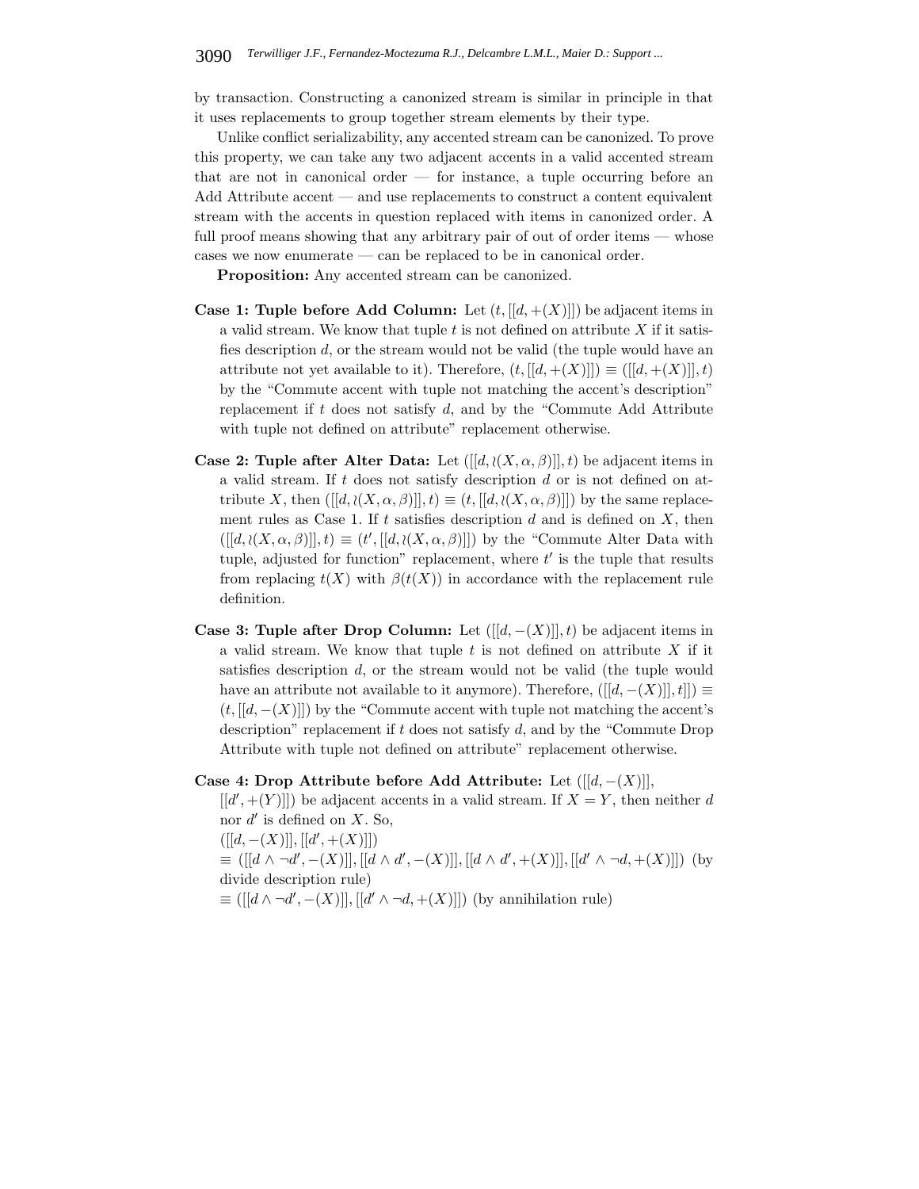by transaction. Constructing a canonized stream is similar in principle in that it uses replacements to group together stream elements by their type.

Unlike conflict serializability, any accented stream can be canonized. To prove this property, we can take any two adjacent accents in a valid accented stream that are not in canonical order — for instance, a tuple occurring before an Add Attribute accent — and use replacements to construct a content equivalent stream with the accents in question replaced with items in canonized order. A full proof means showing that any arbitrary pair of out of order items — whose cases we now enumerate — can be replaced to be in canonical order.

**Proposition:** Any accented stream can be canonized.

**Case 1: Tuple before Add Column:** Let $(t, [[d, +(X)]])$ be adjacent items in a valid stream. We know that tuple $t$ is not defined on attribute $X$ if it satisfies description $d$, or the stream would not be valid (the tuple would have an attribute not yet available to it). Therefore, $(t, [[d, +(X)]]) \equiv ([[d, +(X)]], t)$ by the "Commute accent with tuple not matching the accent's description" replacement if $t$ does not satisfy $d$, and by the "Commute Add Attribute with tuple not defined on attribute" replacement otherwise.

**Case 2: Tuple after Alter Data:** Let $([[d, \wr(X, \alpha, \beta)]], t)$ be adjacent items in a valid stream. If $t$ does not satisfy description $d$ or is not defined on attribute $X$, then $([[d, \wr(X, \alpha, \beta)]], t) \equiv (t, [[d, \wr(X, \alpha, \beta)]])$ by the same replacement rules as Case 1. If $t$ satisfies description $d$ and is defined on $X$, then $([[d, \wr(X, \alpha, \beta)]], t) \equiv (t', [[d, \wr(X, \alpha, \beta)]])$ by the "Commute Alter Data with tuple, adjusted for function" replacement, where $t'$ is the tuple that results from replacing $t(X)$ with $\beta(t(X))$ in accordance with the replacement rule definition.

**Case 3: Tuple after Drop Column:** Let $([[d, -(X)]], t)$ be adjacent items in a valid stream. We know that tuple $t$ is not defined on attribute $X$ if it satisfies description $d$, or the stream would not be valid (the tuple would have an attribute not available to it anymore). Therefore, $([[d, -(X)]], t]]) \equiv (t, [[d, -(X)]])$ by the "Commute accent with tuple not matching the accent's description" replacement if $t$ does not satisfy $d$, and by the "Commute Drop Attribute with tuple not defined on attribute" replacement otherwise.

**Case 4: Drop Attribute before Add Attribute:** Let $([[d, -(X)]], [[d', +(Y)]])$ be adjacent accents in a valid stream. If $X = Y$, then neither $d$ nor $d'$ is defined on $X$. So,

$([[d, -(X)]], [[d', +(X)]])$

$\equiv$ $([[d \wedge \neg d', -(X)]], [[d \wedge d', -(X)]], [[d \wedge d', +(X)]], [[d' \wedge \neg d, +(X)]])$ (by divide description rule)

$\equiv$ $([[d \wedge \neg d', -(X)]], [[d' \wedge \neg d, +(X)]])$ (by annihilation rule)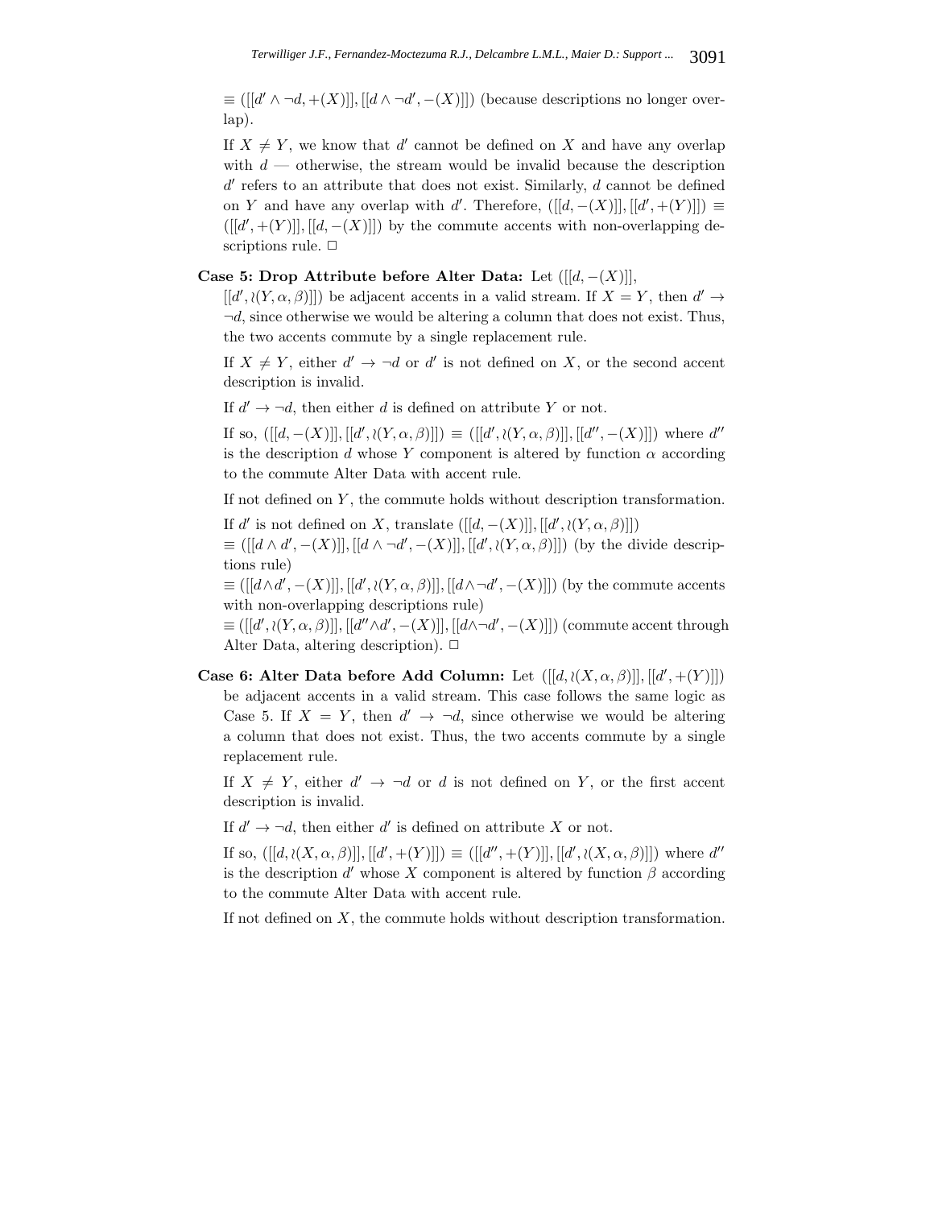$\equiv ([[d' \wedge \neg d, +(X)]], [[d \wedge \neg d', -(X)]])$ (because descriptions no longer overlap).

If $X \neq Y$, we know that $d'$ cannot be defined on $X$ and have any overlap with $d$ — otherwise, the stream would be invalid because the description $d'$ refers to an attribute that does not exist. Similarly, $d$ cannot be defined on $Y$ and have any overlap with $d'$. Therefore, $([[d, -(X)]], [[d', +(Y)]]) \equiv ([[d', +(Y)]], [[d, -(X)]])$ by the commute accents with non-overlapping descriptions rule. $\Box$

**Case 5: Drop Attribute before Alter Data:** Let $([[d, -(X)]],$ $[[d', \wr(Y, \alpha, \beta)]])$ be adjacent accents in a valid stream. If $X = Y$, then $d' \rightarrow \neg d$, since otherwise we would be altering a column that does not exist. Thus, the two accents commute by a single replacement rule.

If $X \neq Y$, either $d' \rightarrow \neg d$ or $d'$ is not defined on $X$, or the second accent description is invalid.

If $d' \rightarrow \neg d$, then either $d$ is defined on attribute $Y$ or not.

If so, $([[d, -(X)]], [[d', \wr(Y, \alpha, \beta)]]) \equiv ([[d', \wr(Y, \alpha, \beta)]], [[d'', -(X)]])$ where $d''$ is the description $d$ whose $Y$ component is altered by function $\alpha$ according to the commute Alter Data with accent rule.

If not defined on $Y$, the commute holds without description transformation.

If $d'$ is not defined on $X$, translate $([[d, -(X)]], [[d', \wr(Y, \alpha, \beta)]])$
$\equiv ([[d \wedge d', -(X)]], [[d \wedge \neg d', -(X)]], [[d', \wr(Y, \alpha, \beta)]])$ (by the divide descriptions rule)
$\equiv ([[d \wedge d', -(X)]], [[d', \wr(Y, \alpha, \beta)]], [[d \wedge \neg d', -(X)]])$ (by the commute accents with non-overlapping descriptions rule)
$\equiv ([[d', \wr(Y, \alpha, \beta)]], [[d'' \wedge d', -(X)]], [[d \wedge \neg d', -(X)]])$ (commute accent through Alter Data, altering description). $\Box$

**Case 6: Alter Data before Add Column:** Let $([[d, \wr(X, \alpha, \beta)]], [[d', +(Y)]])$ be adjacent accents in a valid stream. This case follows the same logic as Case 5. If $X = Y$, then $d' \rightarrow \neg d$, since otherwise we would be altering a column that does not exist. Thus, the two accents commute by a single replacement rule.

If $X \neq Y$, either $d' \rightarrow \neg d$ or $d$ is not defined on $Y$, or the first accent description is invalid.

If $d' \rightarrow \neg d$, then either $d'$ is defined on attribute $X$ or not.

If so, $([[d, \wr(X, \alpha, \beta)]], [[d', +(Y)]]) \equiv ([[d'', +(Y)]], [[d', \wr(X, \alpha, \beta)]])$ where $d''$ is the description $d'$ whose $X$ component is altered by function $\beta$ according to the commute Alter Data with accent rule.

If not defined on $X$, the commute holds without description transformation.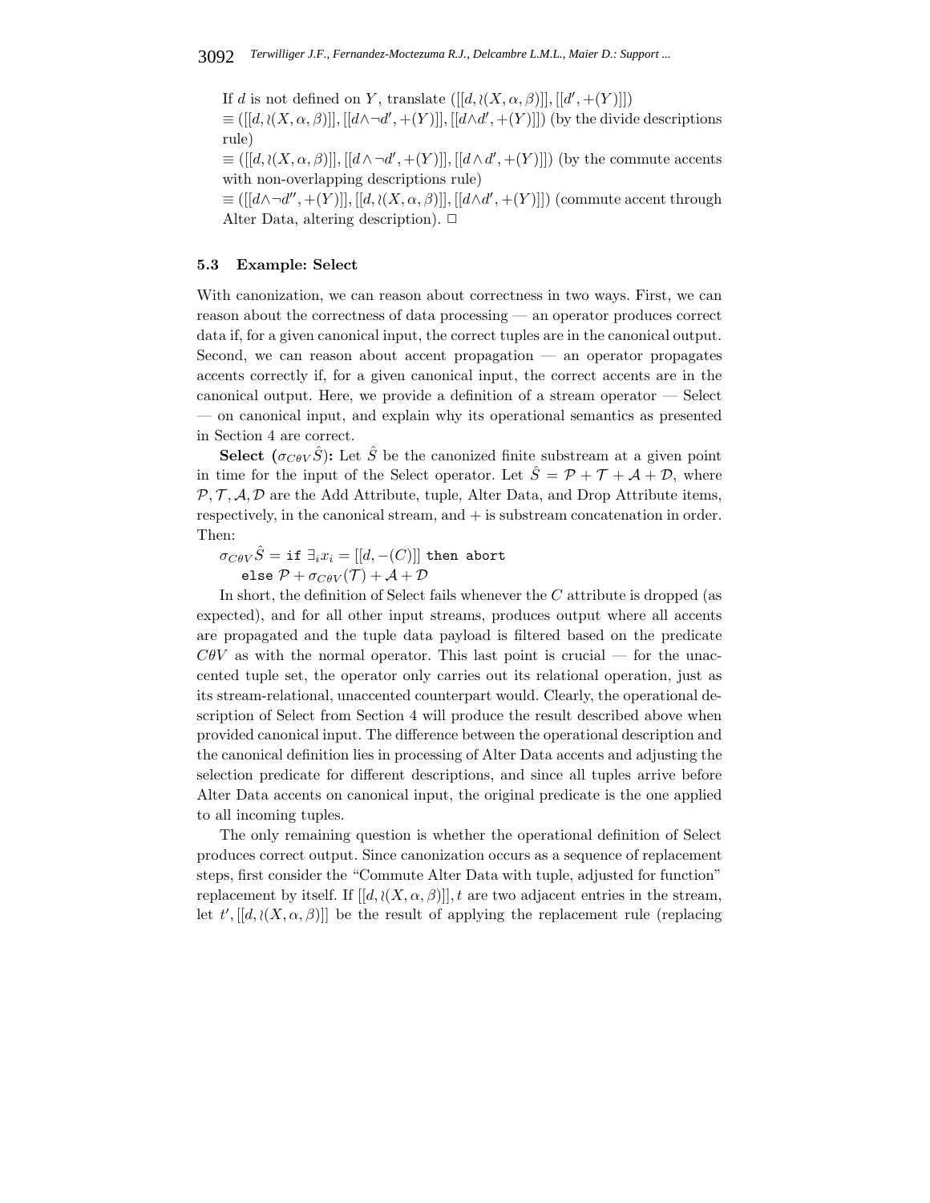If $d$ is not defined on $Y$, translate $([[d, \wr(X, \alpha, \beta)]], [[d', +(Y)]])$
$\equiv ([[d, \wr(X, \alpha, \beta)]], [[d \wedge \neg d', +(Y)]], [[d \wedge d', +(Y)]])$ (by the divide descriptions rule)
$\equiv ([[d, \wr(X, \alpha, \beta)]], [[d \wedge \neg d', +(Y)]], [[d \wedge d', +(Y)]])$ (by the commute accents with non-overlapping descriptions rule)
$\equiv ([[d \wedge \neg d'', +(Y)]], [[d, \wr(X, \alpha, \beta)]], [[d \wedge d', +(Y)]])$ (commute accent through Alter Data, altering description). □

### 5.3 Example: Select

With canonization, we can reason about correctness in two ways. First, we can reason about the correctness of data processing — an operator produces correct data if, for a given canonical input, the correct tuples are in the canonical output. Second, we can reason about accent propagation — an operator propagates accents correctly if, for a given canonical input, the correct accents are in the canonical output. Here, we provide a definition of a stream operator — Select — on canonical input, and explain why its operational semantics as presented in Section 4 are correct.

**Select ($\sigma_{C\theta V}\hat{S}$):** Let $\hat{S}$ be the canonized finite substream at a given point in time for the input of the Select operator. Let $\hat{S} = \mathcal{P} + \mathcal{T} + \mathcal{A} + \mathcal{D}$, where $\mathcal{P}, \mathcal{T}, \mathcal{A}, \mathcal{D}$ are the Add Attribute, tuple, Alter Data, and Drop Attribute items, respectively, in the canonical stream, and $+$ is substream concatenation in order. Then:

$\sigma_{C\theta V}\hat{S} =$ `if` $\exists_i x_i = [[d, -(C)]]$ `then abort`
`else` $\mathcal{P} + \sigma_{C\theta V}(\mathcal{T}) + \mathcal{A} + \mathcal{D}$

In short, the definition of Select fails whenever the $C$ attribute is dropped (as expected), and for all other input streams, produces output where all accents are propagated and the tuple data payload is filtered based on the predicate $C\theta V$ as with the normal operator. This last point is crucial — for the unaccented tuple set, the operator only carries out its relational operation, just as its stream-relational, unaccented counterpart would. Clearly, the operational description of Select from Section 4 will produce the result described above when provided canonical input. The difference between the operational description and the canonical definition lies in processing of Alter Data accents and adjusting the selection predicate for different descriptions, and since all tuples arrive before Alter Data accents on canonical input, the original predicate is the one applied to all incoming tuples.

The only remaining question is whether the operational definition of Select produces correct output. Since canonization occurs as a sequence of replacement steps, first consider the "Commute Alter Data with tuple, adjusted for function" replacement by itself. If $[[d, \wr(X, \alpha, \beta)]], t$ are two adjacent entries in the stream, let $t', [[d, \wr(X, \alpha, \beta)]]$ be the result of applying the replacement rule (replacing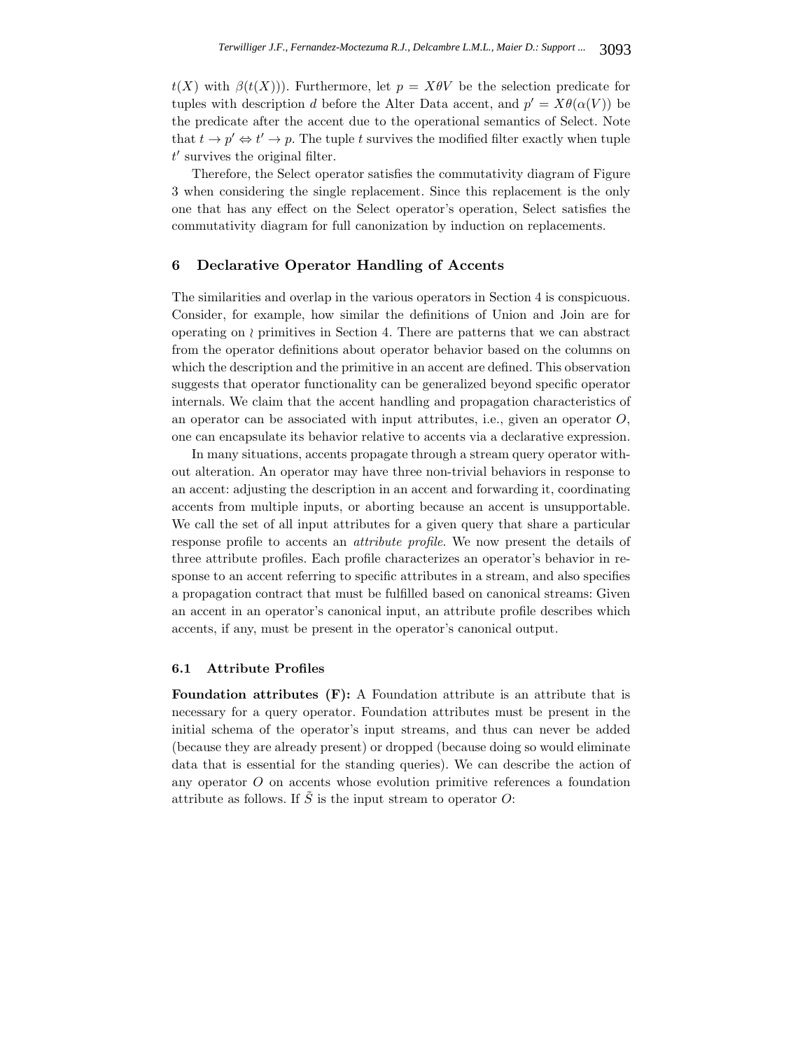$t(X)$ with $\beta(t(X))$). Furthermore, let $p = X\theta V$ be the selection predicate for tuples with description $d$ before the Alter Data accent, and $p' = X\theta(\alpha(V))$ be the predicate after the accent due to the operational semantics of Select. Note that $t \rightarrow p' \Leftrightarrow t' \rightarrow p$. The tuple $t$ survives the modified filter exactly when tuple $t'$ survives the original filter.

Therefore, the Select operator satisfies the commutativity diagram of Figure 3 when considering the single replacement. Since this replacement is the only one that has any effect on the Select operator's operation, Select satisfies the commutativity diagram for full canonization by induction on replacements.

## 6 Declarative Operator Handling of Accents

The similarities and overlap in the various operators in Section 4 is conspicuous. Consider, for example, how similar the definitions of Union and Join are for operating on $\wr$ primitives in Section 4. There are patterns that we can abstract from the operator definitions about operator behavior based on the columns on which the description and the primitive in an accent are defined. This observation suggests that operator functionality can be generalized beyond specific operator internals. We claim that the accent handling and propagation characteristics of an operator can be associated with input attributes, i.e., given an operator $O$, one can encapsulate its behavior relative to accents via a declarative expression.

In many situations, accents propagate through a stream query operator without alteration. An operator may have three non-trivial behaviors in response to an accent: adjusting the description in an accent and forwarding it, coordinating accents from multiple inputs, or aborting because an accent is unsupportable. We call the set of all input attributes for a given query that share a particular response profile to accents an *attribute profile*. We now present the details of three attribute profiles. Each profile characterizes an operator's behavior in response to an accent referring to specific attributes in a stream, and also specifies a propagation contract that must be fulfilled based on canonical streams: Given an accent in an operator's canonical input, an attribute profile describes which accents, if any, must be present in the operator's canonical output.

### 6.1 Attribute Profiles

**Foundation attributes (F):** A Foundation attribute is an attribute that is necessary for a query operator. Foundation attributes must be present in the initial schema of the operator's input streams, and thus can never be added (because they are already present) or dropped (because doing so would eliminate data that is essential for the standing queries). We can describe the action of any operator $O$ on accents whose evolution primitive references a foundation attribute as follows. If $\tilde{S}$ is the input stream to operator $O$: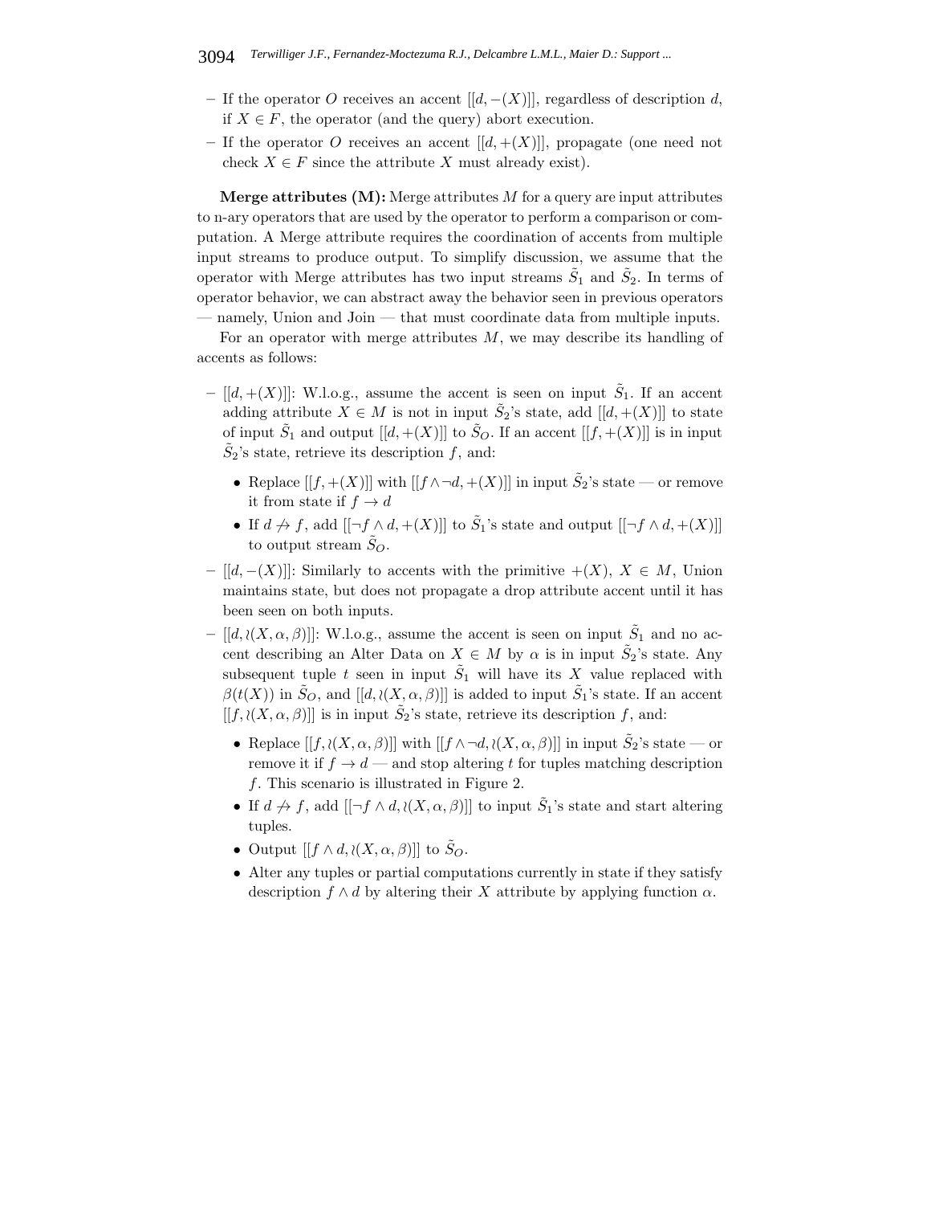- If the operator $O$ receives an accent $[[d, -(X)]]$, regardless of description $d$, if $X \in F$, the operator (and the query) abort execution.
- If the operator $O$ receives an accent $[[d, +(X)]]$, propagate (one need not check $X \in F$ since the attribute $X$ must already exist).

**Merge attributes (M):** Merge attributes $M$ for a query are input attributes to n-ary operators that are used by the operator to perform a comparison or computation. A Merge attribute requires the coordination of accents from multiple input streams to produce output. To simplify discussion, we assume that the operator with Merge attributes has two input streams $\tilde{S}_1$ and $\tilde{S}_2$. In terms of operator behavior, we can abstract away the behavior seen in previous operators — namely, Union and Join — that must coordinate data from multiple inputs.

For an operator with merge attributes $M$, we may describe its handling of accents as follows:

- $[[d, +(X)]]$: W.l.o.g., assume the accent is seen on input $\tilde{S}_1$. If an accent adding attribute $X \in M$ is not in input $\tilde{S}_2$'s state, add $[[d, +(X)]]$ to state of input $\tilde{S}_1$ and output $[[d, +(X)]]$ to $\tilde{S}_O$. If an accent $[[f, +(X)]]$ is in input $\tilde{S}_2$'s state, retrieve its description $f$, and:
  - Replace $[[f, +(X)]]$ with $[[f \wedge \neg d, +(X)]]$ in input $\tilde{S}_2$'s state — or remove it from state if $f \rightarrow d$
  - If $d \not\rightarrow f$, add $[[\neg f \wedge d, +(X)]]$ to $\tilde{S}_1$'s state and output $[[\neg f \wedge d, +(X)]]$ to output stream $\tilde{S}_O$.
- $[[d, -(X)]]$: Similarly to accents with the primitive $+(X)$, $X \in M$, Union maintains state, but does not propagate a drop attribute accent until it has been seen on both inputs.
- $[[d, \wr(X, \alpha, \beta)]]$: W.l.o.g., assume the accent is seen on input $\tilde{S}_1$ and no accent describing an Alter Data on $X \in M$ by $\alpha$ is in input $\tilde{S}_2$'s state. Any subsequent tuple $t$ seen in input $\tilde{S}_1$ will have its $X$ value replaced with $\beta(t(X))$ in $\tilde{S}_O$, and $[[d, \wr(X, \alpha, \beta)]]$ is added to input $\tilde{S}_1$'s state. If an accent $[[f, \wr(X, \alpha, \beta)]]$ is in input $\tilde{S}_2$'s state, retrieve its description $f$, and:
  - Replace $[[f, \wr(X, \alpha, \beta)]]$ with $[[f \wedge \neg d, \wr(X, \alpha, \beta)]]$ in input $\tilde{S}_2$'s state — or remove it if $f \rightarrow d$ — and stop altering $t$ for tuples matching description $f$. This scenario is illustrated in Figure 2.
  - If $d \not\rightarrow f$, add $[[\neg f \wedge d, \wr(X, \alpha, \beta)]]$ to input $\tilde{S}_1$'s state and start altering tuples.
  - Output $[[f \wedge d, \wr(X, \alpha, \beta)]]$ to $\tilde{S}_O$.
  - Alter any tuples or partial computations currently in state if they satisfy description $f \wedge d$ by altering their $X$ attribute by applying function $\alpha$.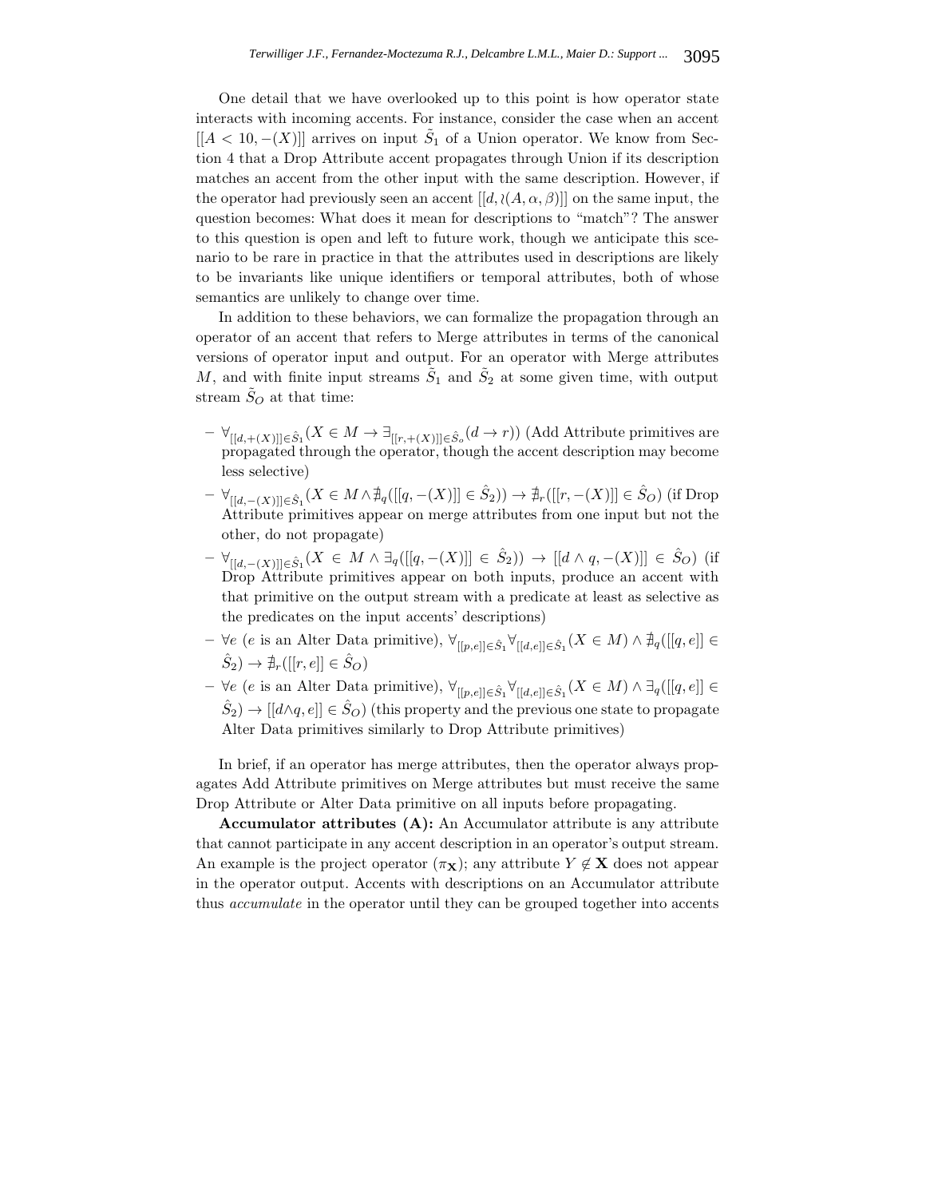One detail that we have overlooked up to this point is how operator state interacts with incoming accents. For instance, consider the case when an accent $[[A < 10, -(X)]]$ arrives on input $\tilde{S}_1$ of a Union operator. We know from Section 4 that a Drop Attribute accent propagates through Union if its description matches an accent from the other input with the same description. However, if the operator had previously seen an accent $[[d, \wr(A, \alpha, \beta)]]$ on the same input, the question becomes: What does it mean for descriptions to "match"? The answer to this question is open and left to future work, though we anticipate this scenario to be rare in practice in that the attributes used in descriptions are likely to be invariants like unique identifiers or temporal attributes, both of whose semantics are unlikely to change over time.

In addition to these behaviors, we can formalize the propagation through an operator of an accent that refers to Merge attributes in terms of the canonical versions of operator input and output. For an operator with Merge attributes $M$, and with finite input streams $\tilde{S}_1$ and $\tilde{S}_2$ at some given time, with output stream $\tilde{S}_O$ at that time:

- $\forall_{[[d,+(X)]] \in \hat{S}_1} (X \in M \rightarrow \exists_{[[r,+(X)]] \in \hat{S}_o} (d \rightarrow r))$ (Add Attribute primitives are propagated through the operator, though the accent description may become less selective)
- $\forall_{[[d,-(X)]] \in \hat{S}_1} (X \in M \wedge \nexists_q ([[q, -(X)]] \in \hat{S}_2)) \rightarrow \nexists_r ([[r, -(X)]] \in \hat{S}_O)$ (if Drop Attribute primitives appear on merge attributes from one input but not the other, do not propagate)
- $\forall_{[[d,-(X)]] \in \hat{S}_1} (X \in M \wedge \exists_q ([[q, -(X)]] \in \hat{S}_2)) \rightarrow [[d \wedge q, -(X)]] \in \hat{S}_O)$ (if Drop Attribute primitives appear on both inputs, produce an accent with that primitive on the output stream with a predicate at least as selective as the predicates on the input accents' descriptions)
- $\forall e$ ($e$ is an Alter Data primitive), $\forall_{[[p,e]] \in \hat{S}_1} \forall_{[[d,e]] \in \hat{S}_1} (X \in M) \wedge \nexists_q ([[q, e]] \in \hat{S}_2) \rightarrow \nexists_r ([[r, e]] \in \hat{S}_O)$
- $\forall e$ ($e$ is an Alter Data primitive), $\forall_{[[p,e]] \in \hat{S}_1} \forall_{[[d,e]] \in \hat{S}_1} (X \in M) \wedge \exists_q ([[q, e]] \in \hat{S}_2) \rightarrow [[d \wedge q, e]] \in \hat{S}_O)$ (this property and the previous one state to propagate Alter Data primitives similarly to Drop Attribute primitives)

In brief, if an operator has merge attributes, then the operator always propagates Add Attribute primitives on Merge attributes but must receive the same Drop Attribute or Alter Data primitive on all inputs before propagating.

**Accumulator attributes (A):** An Accumulator attribute is any attribute that cannot participate in any accent description in an operator's output stream. An example is the project operator ($\pi_{\mathbf{X}}$); any attribute $Y \notin \mathbf{X}$ does not appear in the operator output. Accents with descriptions on an Accumulator attribute thus *accumulate* in the operator until they can be grouped together into accents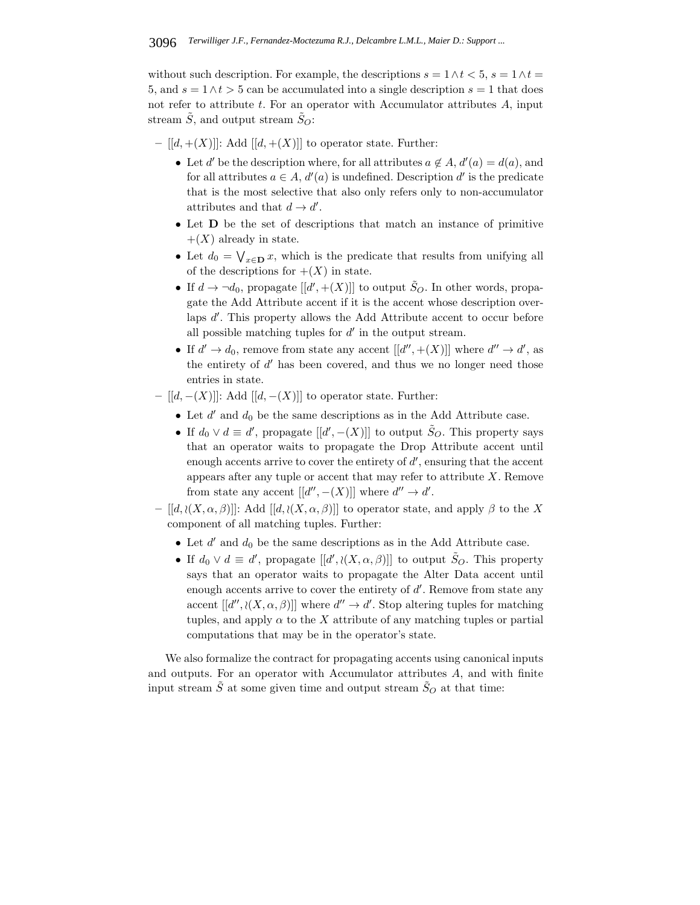without such description. For example, the descriptions $s = 1 \wedge t < 5$, $s = 1 \wedge t = 5$, and $s = 1 \wedge t > 5$ can be accumulated into a single description $s = 1$ that does not refer to attribute $t$. For an operator with Accumulator attributes $A$, input stream $\tilde{S}$, and output stream $\tilde{S}_O$:

- $[[d, +(X)]]$: Add $[[d, +(X)]]$ to operator state. Further:
  - Let $d'$ be the description where, for all attributes $a \notin A$, $d'(a) = d(a)$, and for all attributes $a \in A$, $d'(a)$ is undefined. Description $d'$ is the predicate that is the most selective that also only refers only to non-accumulator attributes and that $d \rightarrow d'$.
  - Let $\mathbf{D}$ be the set of descriptions that match an instance of primitive $+(X)$ already in state.
  - Let $d_0 = \bigvee_{x \in \mathbf{D}} x$, which is the predicate that results from unifying all of the descriptions for $+(X)$ in state.
  - If $d \rightarrow \neg d_0$, propagate $[[d', +(X)]]$ to output $\tilde{S}_O$. In other words, propagate the Add Attribute accent if it is the accent whose description overlaps $d'$. This property allows the Add Attribute accent to occur before all possible matching tuples for $d'$ in the output stream.
  - If $d' \rightarrow d_0$, remove from state any accent $[[d'', +(X)]]$ where $d'' \rightarrow d'$, as the entirety of $d'$ has been covered, and thus we no longer need those entries in state.
- $[[d, -(X)]]$: Add $[[d, -(X)]]$ to operator state. Further:
  - Let $d'$ and $d_0$ be the same descriptions as in the Add Attribute case.
  - If $d_0 \vee d \equiv d'$, propagate $[[d', -(X)]]$ to output $\tilde{S}_O$. This property says that an operator waits to propagate the Drop Attribute accent until enough accents arrive to cover the entirety of $d'$, ensuring that the accent appears after any tuple or accent that may refer to attribute $X$. Remove from state any accent $[[d'', -(X)]]$ where $d'' \rightarrow d'$.
- $[[d, \wr(X, \alpha, \beta)]]$: Add $[[d, \wr(X, \alpha, \beta)]]$ to operator state, and apply $\beta$ to the $X$ component of all matching tuples. Further:
  - Let $d'$ and $d_0$ be the same descriptions as in the Add Attribute case.
  - If $d_0 \vee d \equiv d'$, propagate $[[d', \wr(X, \alpha, \beta)]]$ to output $\tilde{S}_O$. This property says that an operator waits to propagate the Alter Data accent until enough accents arrive to cover the entirety of $d'$. Remove from state any accent $[[d'', \wr(X, \alpha, \beta)]]$ where $d'' \rightarrow d'$. Stop altering tuples for matching tuples, and apply $\alpha$ to the $X$ attribute of any matching tuples or partial computations that may be in the operator's state.

We also formalize the contract for propagating accents using canonical inputs and outputs. For an operator with Accumulator attributes $A$, and with finite input stream $\tilde{S}$ at some given time and output stream $\tilde{S}_O$ at that time: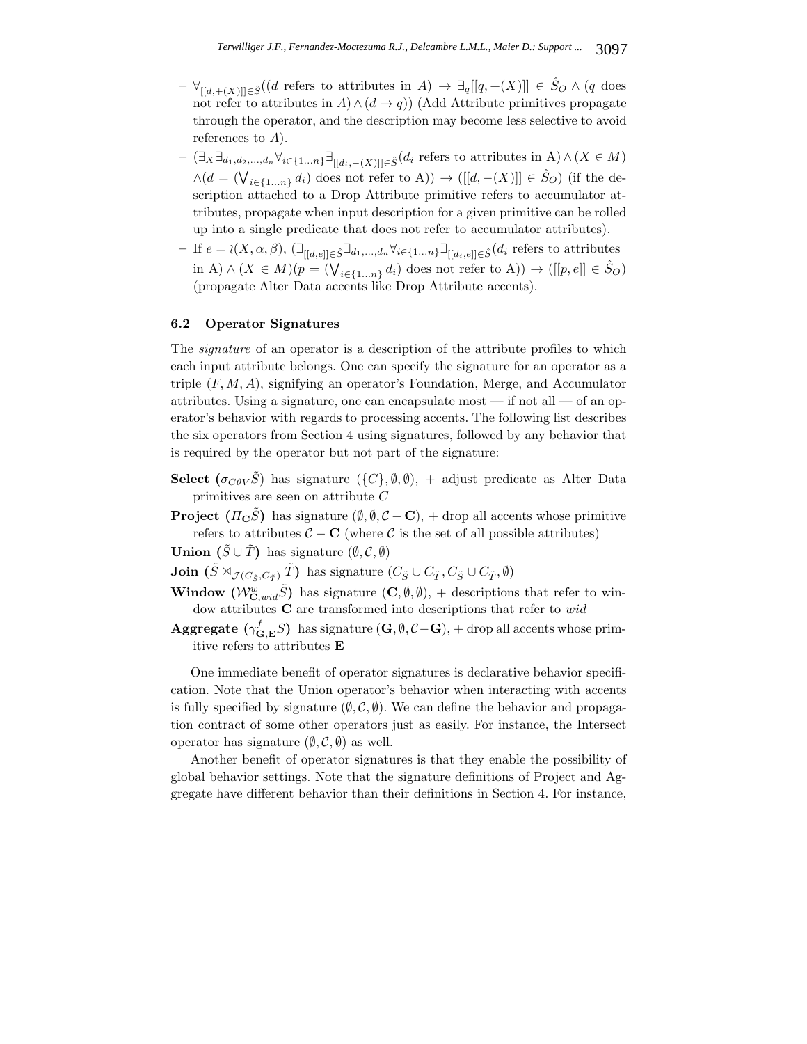- $\forall_{[[d,+(X)]]\in\hat{S}}((d$ refers to attributes in $A) \rightarrow \exists_q[[q,+(X)]] \in \hat{S}_O \wedge (q$ does not refer to attributes in $A) \wedge (d \rightarrow q))$ (Add Attribute primitives propagate through the operator, and the description may become less selective to avoid references to $A$).
- $(\exists_X \exists_{d_1,d_2,\ldots,d_n} \forall_{i\in\{1\ldots n\}} \exists_{[[d_i,-(X)]]\in\hat{S}}(d_i$ refers to attributes in A$) \wedge (X \in M)$ $\wedge (d = (\bigvee_{i\in\{1\ldots n\}} d_i)$ does not refer to A$)) \rightarrow ([[d,-(X)]] \in \hat{S}_O)$ (if the description attached to a Drop Attribute primitive refers to accumulator attributes, propagate when input description for a given primitive can be rolled up into a single predicate that does not refer to accumulator attributes).
- If $e = \wr(X,\alpha,\beta)$, $(\exists_{[[d,e]]\in\hat{S}}\exists_{d_1,\ldots,d_n}\forall_{i\in\{1\ldots n\}}\exists_{[[d_i,e]]\in\hat{S}}(d_i$ refers to attributes in A$) \wedge (X \in M)(p = (\bigvee_{i\in\{1\ldots n\}} d_i)$ does not refer to A$)) \rightarrow ([[p,e]] \in \hat{S}_O)$ (propagate Alter Data accents like Drop Attribute accents).

### 6.2 Operator Signatures

The *signature* of an operator is a description of the attribute profiles to which each input attribute belongs. One can specify the signature for an operator as a triple $(F, M, A)$, signifying an operator's Foundation, Merge, and Accumulator attributes. Using a signature, one can encapsulate most — if not all — of an operator's behavior with regards to processing accents. The following list describes the six operators from Section 4 using signatures, followed by any behavior that is required by the operator but not part of the signature:

**Select** ($\sigma_{C\theta V}\tilde{S}$) has signature $(\{C\}, \emptyset, \emptyset)$, + adjust predicate as Alter Data primitives are seen on attribute $C$

**Project** ($\Pi_{\mathbf{C}}\tilde{S}$) has signature $(\emptyset, \emptyset, \mathcal{C} - \mathbf{C})$, + drop all accents whose primitive refers to attributes $\mathcal{C} - \mathbf{C}$ (where $\mathcal{C}$ is the set of all possible attributes)

**Union** ($\tilde{S} \cup \tilde{T}$) has signature $(\emptyset, \mathcal{C}, \emptyset)$

**Join** ($\tilde{S} \bowtie_{\mathcal{J}(C_{\tilde{S}}, C_{\tilde{T}})} \tilde{T}$) has signature $(C_{\tilde{S}} \cup C_{\tilde{T}}, C_{\tilde{S}} \cup C_{\tilde{T}}, \emptyset)$

**Window** ($\mathcal{W}^{w}_{\mathbf{C},wid}\tilde{S}$) has signature $(\mathbf{C}, \emptyset, \emptyset)$, + descriptions that refer to window attributes $\mathbf{C}$ are transformed into descriptions that refer to $wid$

**Aggregate** ($\gamma^{f}_{\mathbf{G},\mathbf{E}}S$) has signature $(\mathbf{G}, \emptyset, \mathcal{C} - \mathbf{G})$, + drop all accents whose primitive refers to attributes $\mathbf{E}$

One immediate benefit of operator signatures is declarative behavior specification. Note that the Union operator's behavior when interacting with accents is fully specified by signature $(\emptyset, \mathcal{C}, \emptyset)$. We can define the behavior and propagation contract of some other operators just as easily. For instance, the Intersect operator has signature $(\emptyset, \mathcal{C}, \emptyset)$ as well.

Another benefit of operator signatures is that they enable the possibility of global behavior settings. Note that the signature definitions of Project and Aggregate have different behavior than their definitions in Section 4. For instance,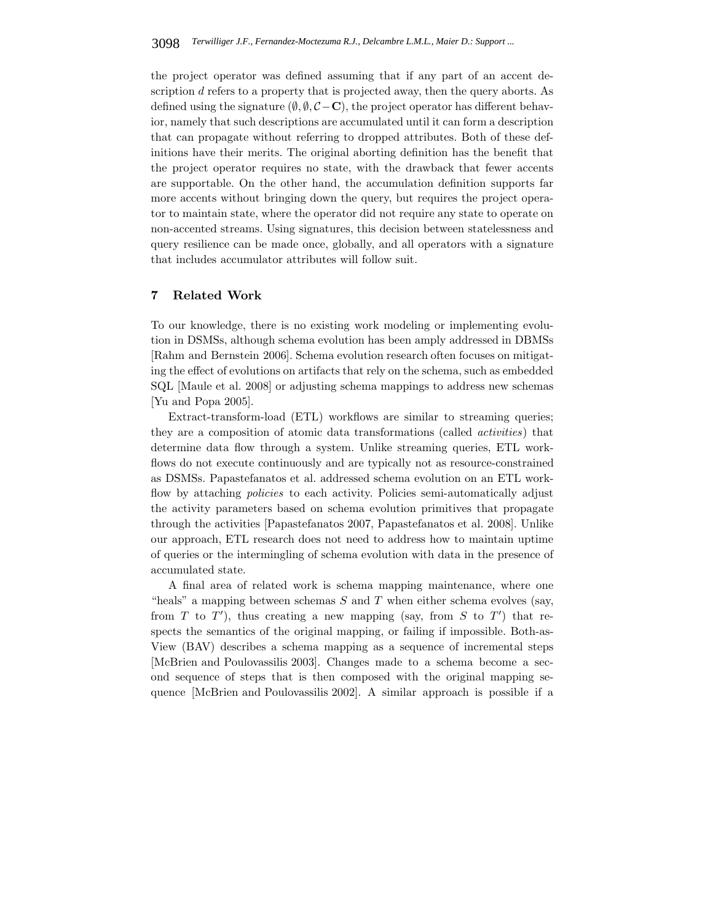the project operator was defined assuming that if any part of an accent description $d$ refers to a property that is projected away, then the query aborts. As defined using the signature $(\emptyset, \emptyset, \mathcal{C} - \mathbf{C})$, the project operator has different behavior, namely that such descriptions are accumulated until it can form a description that can propagate without referring to dropped attributes. Both of these definitions have their merits. The original aborting definition has the benefit that the project operator requires no state, with the drawback that fewer accents are supportable. On the other hand, the accumulation definition supports far more accents without bringing down the query, but requires the project operator to maintain state, where the operator did not require any state to operate on non-accented streams. Using signatures, this decision between statelessness and query resilience can be made once, globally, and all operators with a signature that includes accumulator attributes will follow suit.

## 7 Related Work

To our knowledge, there is no existing work modeling or implementing evolution in DSMSs, although schema evolution has been amply addressed in DBMSs [Rahm and Bernstein 2006]. Schema evolution research often focuses on mitigating the effect of evolutions on artifacts that rely on the schema, such as embedded SQL [Maule et al. 2008] or adjusting schema mappings to address new schemas [Yu and Popa 2005].

Extract-transform-load (ETL) workflows are similar to streaming queries; they are a composition of atomic data transformations (called *activities*) that determine data flow through a system. Unlike streaming queries, ETL workflows do not execute continuously and are typically not as resource-constrained as DSMSs. Papastefanatos et al. addressed schema evolution on an ETL workflow by attaching *policies* to each activity. Policies semi-automatically adjust the activity parameters based on schema evolution primitives that propagate through the activities [Papastefanatos 2007, Papastefanatos et al. 2008]. Unlike our approach, ETL research does not need to address how to maintain uptime of queries or the intermingling of schema evolution with data in the presence of accumulated state.

A final area of related work is schema mapping maintenance, where one "heals" a mapping between schemas $S$ and $T$ when either schema evolves (say, from $T$ to $T'$), thus creating a new mapping (say, from $S$ to $T'$) that respects the semantics of the original mapping, or failing if impossible. Both-as-View (BAV) describes a schema mapping as a sequence of incremental steps [McBrien and Poulovassilis 2003]. Changes made to a schema become a second sequence of steps that is then composed with the original mapping sequence [McBrien and Poulovassilis 2002]. A similar approach is possible if a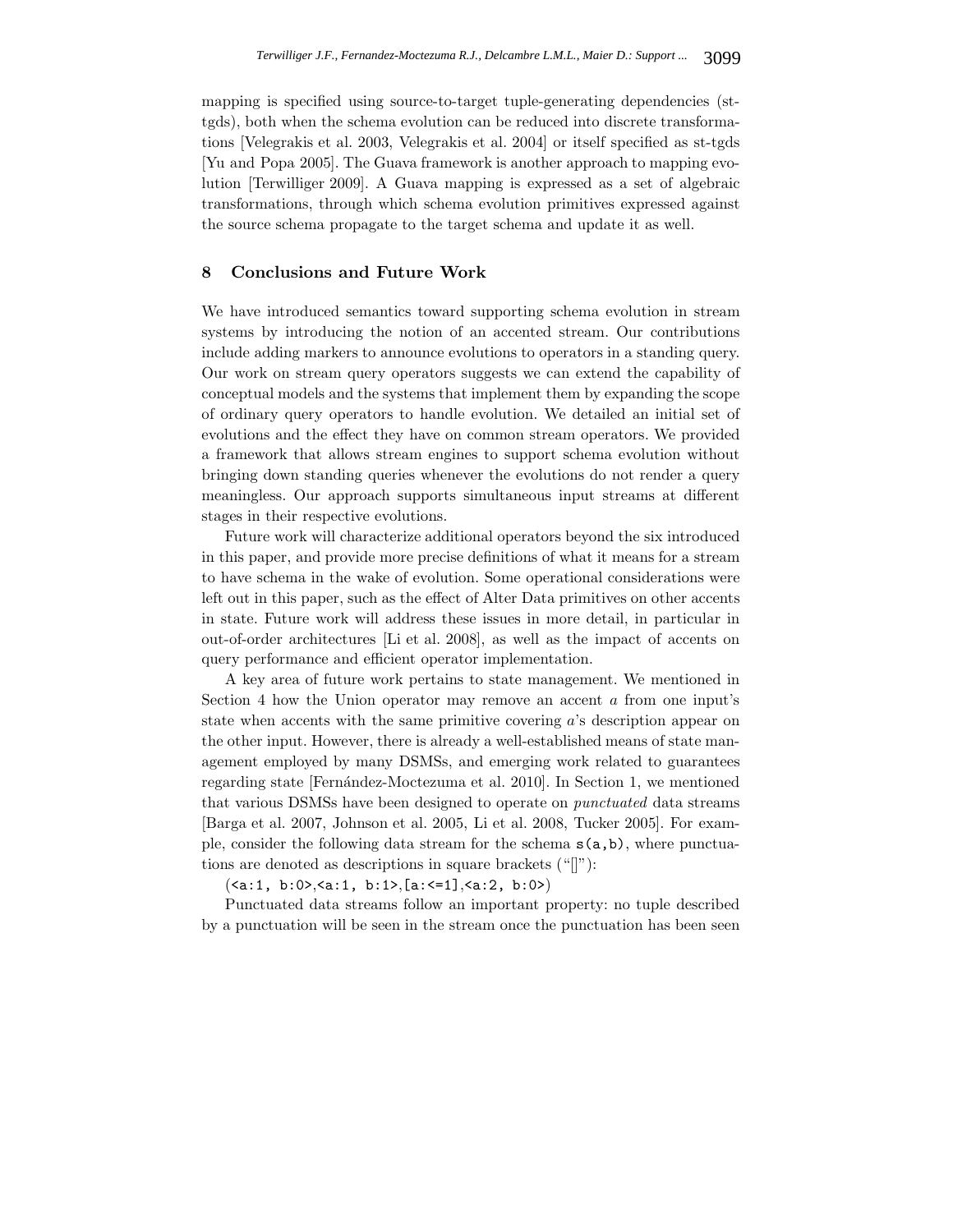mapping is specified using source-to-target tuple-generating dependencies (st-tgds), both when the schema evolution can be reduced into discrete transformations [Velegrakis et al. 2003, Velegrakis et al. 2004] or itself specified as st-tgds [Yu and Popa 2005]. The Guava framework is another approach to mapping evolution [Terwilliger 2009]. A Guava mapping is expressed as a set of algebraic transformations, through which schema evolution primitives expressed against the source schema propagate to the target schema and update it as well.

## 8 Conclusions and Future Work

We have introduced semantics toward supporting schema evolution in stream systems by introducing the notion of an accented stream. Our contributions include adding markers to announce evolutions to operators in a standing query. Our work on stream query operators suggests we can extend the capability of conceptual models and the systems that implement them by expanding the scope of ordinary query operators to handle evolution. We detailed an initial set of evolutions and the effect they have on common stream operators. We provided a framework that allows stream engines to support schema evolution without bringing down standing queries whenever the evolutions do not render a query meaningless. Our approach supports simultaneous input streams at different stages in their respective evolutions.

Future work will characterize additional operators beyond the six introduced in this paper, and provide more precise definitions of what it means for a stream to have schema in the wake of evolution. Some operational considerations were left out in this paper, such as the effect of Alter Data primitives on other accents in state. Future work will address these issues in more detail, in particular in out-of-order architectures [Li et al. 2008], as well as the impact of accents on query performance and efficient operator implementation.

A key area of future work pertains to state management. We mentioned in Section 4 how the Union operator may remove an accent $a$ from one input's state when accents with the same primitive covering $a$'s description appear on the other input. However, there is already a well-established means of state management employed by many DSMSs, and emerging work related to guarantees regarding state [Fernández-Moctezuma et al. 2010]. In Section 1, we mentioned that various DSMSs have been designed to operate on *punctuated* data streams [Barga et al. 2007, Johnson et al. 2005, Li et al. 2008, Tucker 2005]. For example, consider the following data stream for the schema `s(a,b)`, where punctuations are denoted as descriptions in square brackets ("[]"):

(`<a:1, b:0>`,`<a:1, b:1>`,`[a:<=1]`,`<a:2, b:0>`)

Punctuated data streams follow an important property: no tuple described by a punctuation will be seen in the stream once the punctuation has been seen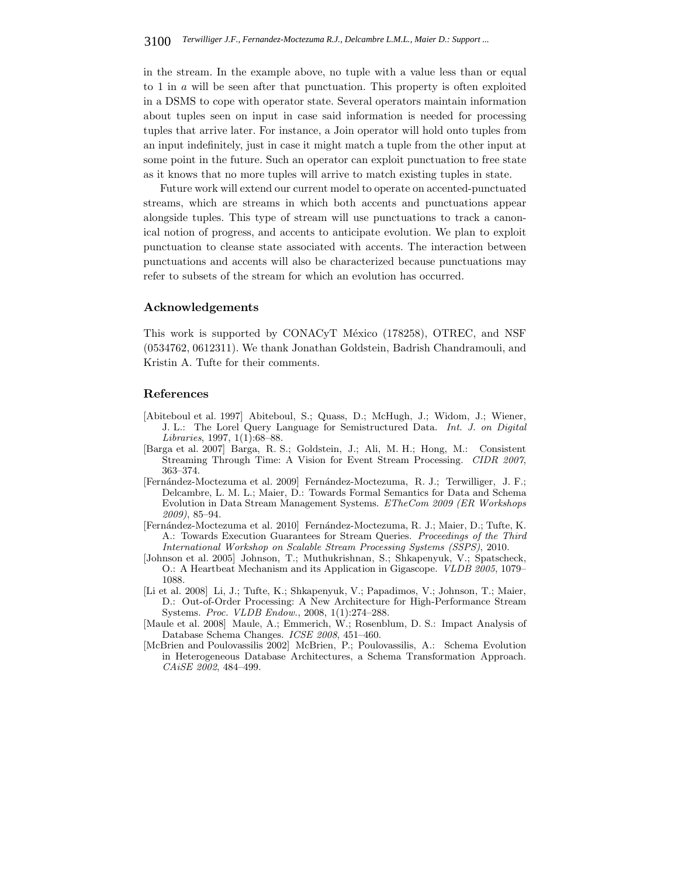in the stream. In the example above, no tuple with a value less than or equal to 1 in $a$ will be seen after that punctuation. This property is often exploited in a DSMS to cope with operator state. Several operators maintain information about tuples seen on input in case said information is needed for processing tuples that arrive later. For instance, a Join operator will hold onto tuples from an input indefinitely, just in case it might match a tuple from the other input at some point in the future. Such an operator can exploit punctuation to free state as it knows that no more tuples will arrive to match existing tuples in state.

Future work will extend our current model to operate on accented-punctuated streams, which are streams in which both accents and punctuations appear alongside tuples. This type of stream will use punctuations to track a canonical notion of progress, and accents to anticipate evolution. We plan to exploit punctuation to cleanse state associated with accents. The interaction between punctuations and accents will also be characterized because punctuations may refer to subsets of the stream for which an evolution has occurred.

## Acknowledgements

This work is supported by CONACyT México (178258), OTREC, and NSF (0534762, 0612311). We thank Jonathan Goldstein, Badrish Chandramouli, and Kristin A. Tufte for their comments.

## References

[Abiteboul et al. 1997] Abiteboul, S.; Quass, D.; McHugh, J.; Widom, J.; Wiener, J. L.: The Lorel Query Language for Semistructured Data. *Int. J. on Digital Libraries*, 1997, 1(1):68–88.

[Barga et al. 2007] Barga, R. S.; Goldstein, J.; Ali, M. H.; Hong, M.: Consistent Streaming Through Time: A Vision for Event Stream Processing. *CIDR 2007*, 363–374.

[Fernández-Moctezuma et al. 2009] Fernández-Moctezuma, R. J.; Terwilliger, J. F.; Delcambre, L. M. L.; Maier, D.: Towards Formal Semantics for Data and Schema Evolution in Data Stream Management Systems. *ETheCom 2009 (ER Workshops 2009)*, 85–94.

[Fernández-Moctezuma et al. 2010] Fernández-Moctezuma, R. J.; Maier, D.; Tufte, K. A.: Towards Execution Guarantees for Stream Queries. *Proceedings of the Third International Workshop on Scalable Stream Processing Systems (SSPS)*, 2010.

[Johnson et al. 2005] Johnson, T.; Muthukrishnan, S.; Shkapenyuk, V.; Spatscheck, O.: A Heartbeat Mechanism and its Application in Gigascope. *VLDB 2005*, 1079–1088.

[Li et al. 2008] Li, J.; Tufte, K.; Shkapenyuk, V.; Papadimos, V.; Johnson, T.; Maier, D.: Out-of-Order Processing: A New Architecture for High-Performance Stream Systems. *Proc. VLDB Endow.*, 2008, 1(1):274–288.

[Maule et al. 2008] Maule, A.; Emmerich, W.; Rosenblum, D. S.: Impact Analysis of Database Schema Changes. *ICSE 2008*, 451–460.

[McBrien and Poulovassilis 2002] McBrien, P.; Poulovassilis, A.: Schema Evolution in Heterogeneous Database Architectures, a Schema Transformation Approach. *CAiSE 2002*, 484–499.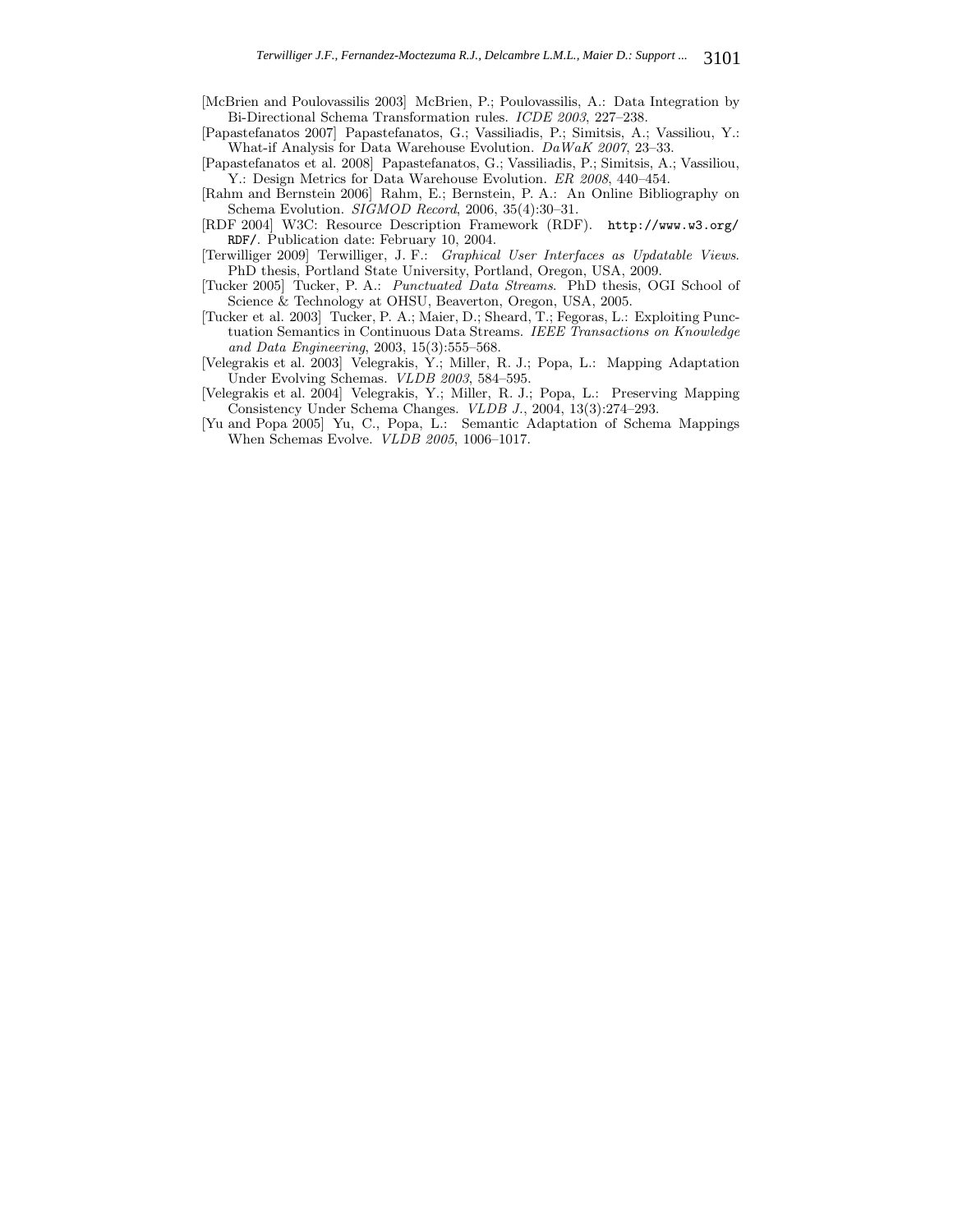[McBrien and Poulovassilis 2003] McBrien, P.; Poulovassilis, A.: Data Integration by Bi-Directional Schema Transformation rules. *ICDE 2003*, 227–238.

[Papastefanatos 2007] Papastefanatos, G.; Vassiliadis, P.; Simitsis, A.; Vassiliou, Y.: What-if Analysis for Data Warehouse Evolution. *DaWaK 2007*, 23–33.

[Papastefanatos et al. 2008] Papastefanatos, G.; Vassiliadis, P.; Simitsis, A.; Vassiliou, Y.: Design Metrics for Data Warehouse Evolution. *ER 2008*, 440–454.

[Rahm and Bernstein 2006] Rahm, E.; Bernstein, P. A.: An Online Bibliography on Schema Evolution. *SIGMOD Record*, 2006, 35(4):30–31.

[RDF 2004] W3C: Resource Description Framework (RDF). `http://www.w3.org/RDF/`. Publication date: February 10, 2004.

[Terwilliger 2009] Terwilliger, J. F.: *Graphical User Interfaces as Updatable Views*. PhD thesis, Portland State University, Portland, Oregon, USA, 2009.

[Tucker 2005] Tucker, P. A.: *Punctuated Data Streams*. PhD thesis, OGI School of Science & Technology at OHSU, Beaverton, Oregon, USA, 2005.

[Tucker et al. 2003] Tucker, P. A.; Maier, D.; Sheard, T.; Fegoras, L.: Exploiting Punctuation Semantics in Continuous Data Streams. *IEEE Transactions on Knowledge and Data Engineering*, 2003, 15(3):555–568.

[Velegrakis et al. 2003] Velegrakis, Y.; Miller, R. J.; Popa, L.: Mapping Adaptation Under Evolving Schemas. *VLDB 2003*, 584–595.

[Velegrakis et al. 2004] Velegrakis, Y.; Miller, R. J.; Popa, L.: Preserving Mapping Consistency Under Schema Changes. *VLDB J.*, 2004, 13(3):274–293.

[Yu and Popa 2005] Yu, C., Popa, L.: Semantic Adaptation of Schema Mappings When Schemas Evolve. *VLDB 2005*, 1006–1017.